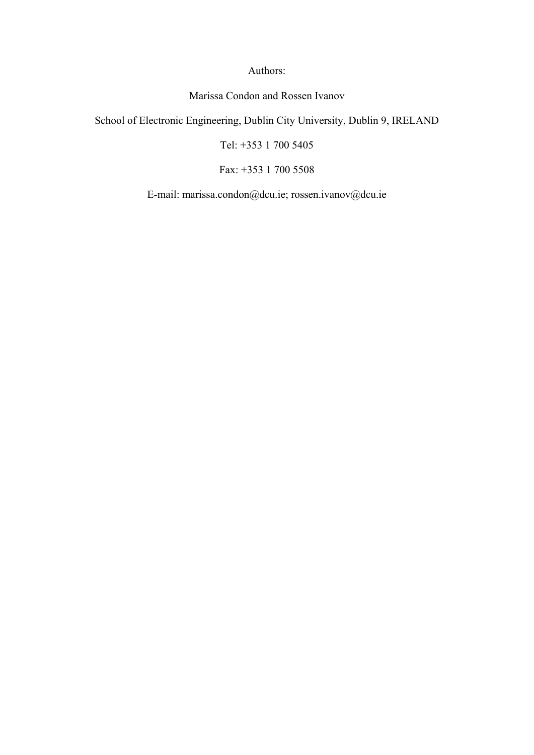Authors:

Marissa Condon and Rossen Ivanov

School of Electronic Engineering, Dublin City University, Dublin 9, IRELAND

Tel: +353 1 700 5405

Fax: +353 1 700 5508

E-mail: marissa.condon@dcu.ie; rossen.ivanov@dcu.ie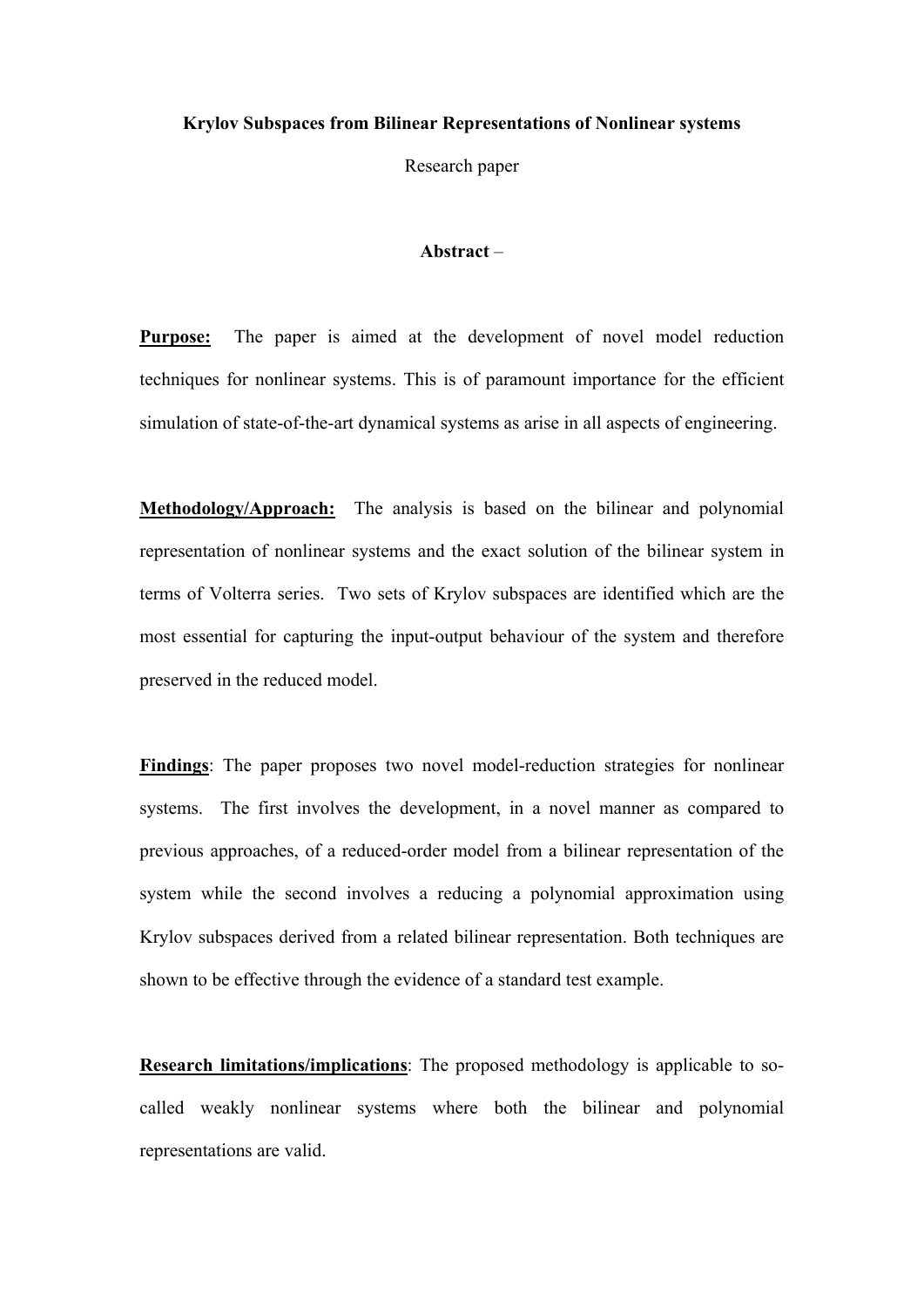**Krylov Subspaces from Bilinear Representations of Nonlinear systems**

Research paper

**Abstract** –

**Purpose:** The paper is aimed at the development of novel model reduction techniques for nonlinear systems. This is of paramount importance for the efficient simulation of state-of-the-art dynamical systems as arise in all aspects of engineering.

**Methodology/Approach:** The analysis is based on the bilinear and polynomial representation of nonlinear systems and the exact solution of the bilinear system in terms of Volterra series. Two sets of Krylov subspaces are identified which are the most essential for capturing the input-output behaviour of the system and therefore preserved in the reduced model.

**Findings**: The paper proposes two novel model-reduction strategies for nonlinear systems. The first involves the development, in a novel manner as compared to previous approaches, of a reduced-order model from a bilinear representation of the system while the second involves a reducing a polynomial approximation using Krylov subspaces derived from a related bilinear representation. Both techniques are shown to be effective through the evidence of a standard test example.

**Research limitations/implications**: The proposed methodology is applicable to so-called weakly nonlinear systems where both the bilinear and polynomial representations are valid.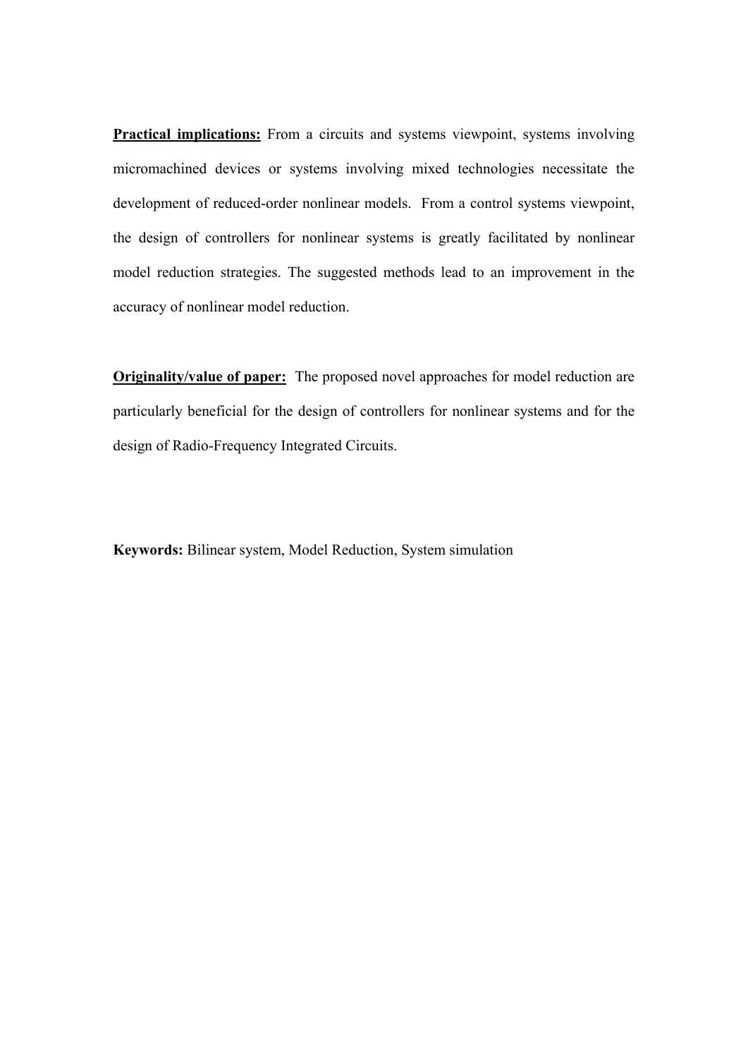**Practical implications:** From a circuits and systems viewpoint, systems involving micromachined devices or systems involving mixed technologies necessitate the development of reduced-order nonlinear models. From a control systems viewpoint, the design of controllers for nonlinear systems is greatly facilitated by nonlinear model reduction strategies. The suggested methods lead to an improvement in the accuracy of nonlinear model reduction.

**Originality/value of paper:** The proposed novel approaches for model reduction are particularly beneficial for the design of controllers for nonlinear systems and for the design of Radio-Frequency Integrated Circuits.

**Keywords:** Bilinear system, Model Reduction, System simulation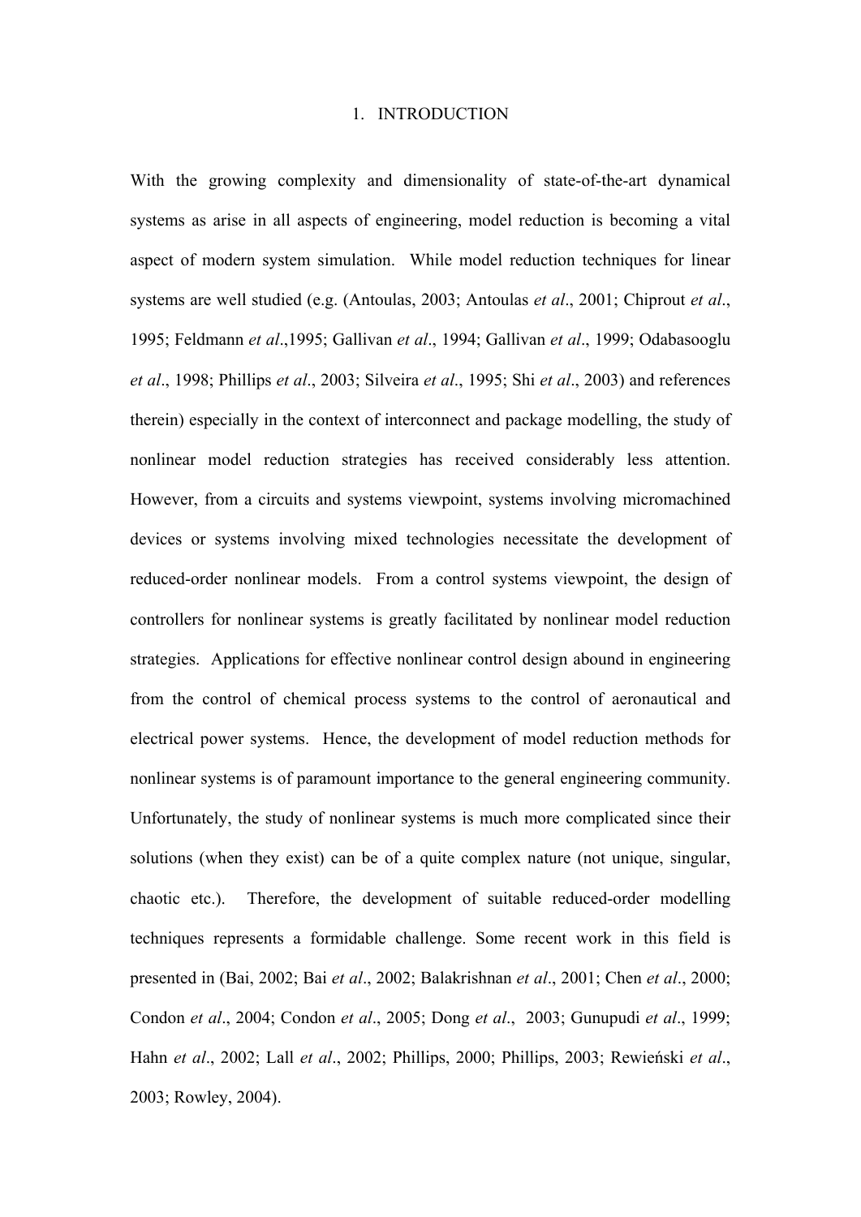# 1. INTRODUCTION

With the growing complexity and dimensionality of state-of-the-art dynamical systems as arise in all aspects of engineering, model reduction is becoming a vital aspect of modern system simulation. While model reduction techniques for linear systems are well studied (e.g. (Antoulas, 2003; Antoulas *et al*., 2001; Chiprout *et al*., 1995; Feldmann *et al*.,1995; Gallivan *et al*., 1994; Gallivan *et al*., 1999; Odabasooglu *et al*., 1998; Phillips *et al*., 2003; Silveira *et al*., 1995; Shi *et al*., 2003) and references therein) especially in the context of interconnect and package modelling, the study of nonlinear model reduction strategies has received considerably less attention. However, from a circuits and systems viewpoint, systems involving micromachined devices or systems involving mixed technologies necessitate the development of reduced-order nonlinear models. From a control systems viewpoint, the design of controllers for nonlinear systems is greatly facilitated by nonlinear model reduction strategies. Applications for effective nonlinear control design abound in engineering from the control of chemical process systems to the control of aeronautical and electrical power systems. Hence, the development of model reduction methods for nonlinear systems is of paramount importance to the general engineering community. Unfortunately, the study of nonlinear systems is much more complicated since their solutions (when they exist) can be of a quite complex nature (not unique, singular, chaotic etc.). Therefore, the development of suitable reduced-order modelling techniques represents a formidable challenge. Some recent work in this field is presented in (Bai, 2002; Bai *et al*., 2002; Balakrishnan *et al*., 2001; Chen *et al*., 2000; Condon *et al*., 2004; Condon *et al*., 2005; Dong *et al*., 2003; Gunupudi *et al*., 1999; Hahn *et al*., 2002; Lall *et al*., 2002; Phillips, 2000; Phillips, 2003; Rewieński *et al*., 2003; Rowley, 2004).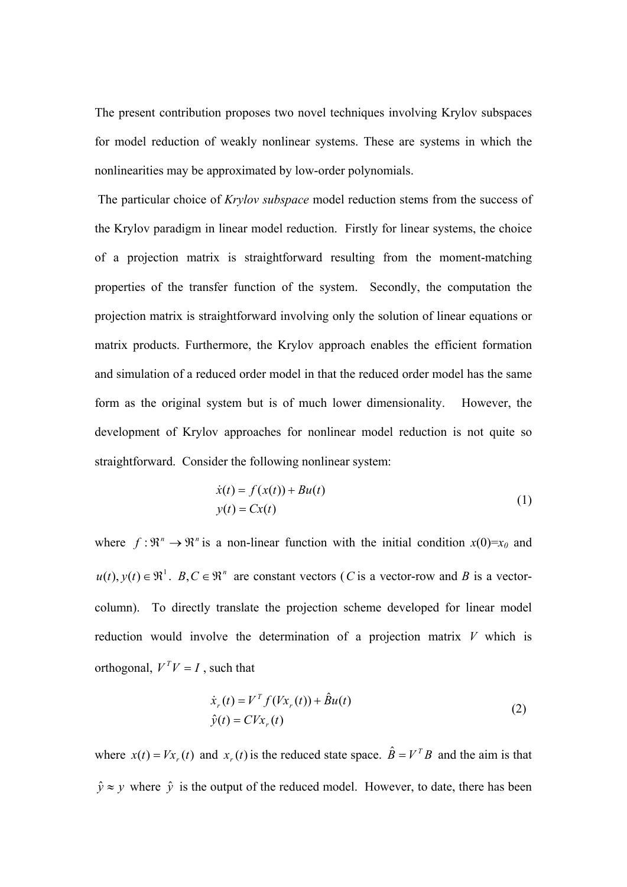The present contribution proposes two novel techniques involving Krylov subspaces for model reduction of weakly nonlinear systems. These are systems in which the nonlinearities may be approximated by low-order polynomials.

The particular choice of *Krylov subspace* model reduction stems from the success of the Krylov paradigm in linear model reduction. Firstly for linear systems, the choice of a projection matrix is straightforward resulting from the moment-matching properties of the transfer function of the system. Secondly, the computation the projection matrix is straightforward involving only the solution of linear equations or matrix products. Furthermore, the Krylov approach enables the efficient formation and simulation of a reduced order model in that the reduced order model has the same form as the original system but is of much lower dimensionality. However, the development of Krylov approaches for nonlinear model reduction is not quite so straightforward. Consider the following nonlinear system:

$$\begin{aligned} \dot{x}(t) &= f(x(t)) + Bu(t) \\ y(t) &= Cx(t) \end{aligned} \tag{1}$$

where $f : \Re^n \to \Re^n$ is a non-linear function with the initial condition $x(0)=x_0$ and $u(t), y(t) \in \Re^1$. $B, C \in \Re^n$ are constant vectors ($C$ is a vector-row and $B$ is a vector-column). To directly translate the projection scheme developed for linear model reduction would involve the determination of a projection matrix $V$ which is orthogonal, $V^T V = I$, such that

$$\begin{aligned} \dot{x}_r(t) &= V^T f(Vx_r(t)) + \hat{B}u(t) \\ \hat{y}(t) &= CVx_r(t) \end{aligned} \tag{2}$$

where $x(t) = Vx_r(t)$ and $x_r(t)$ is the reduced state space. $\hat{B} = V^T B$ and the aim is that $\hat{y} \approx y$ where $\hat{y}$ is the output of the reduced model. However, to date, there has been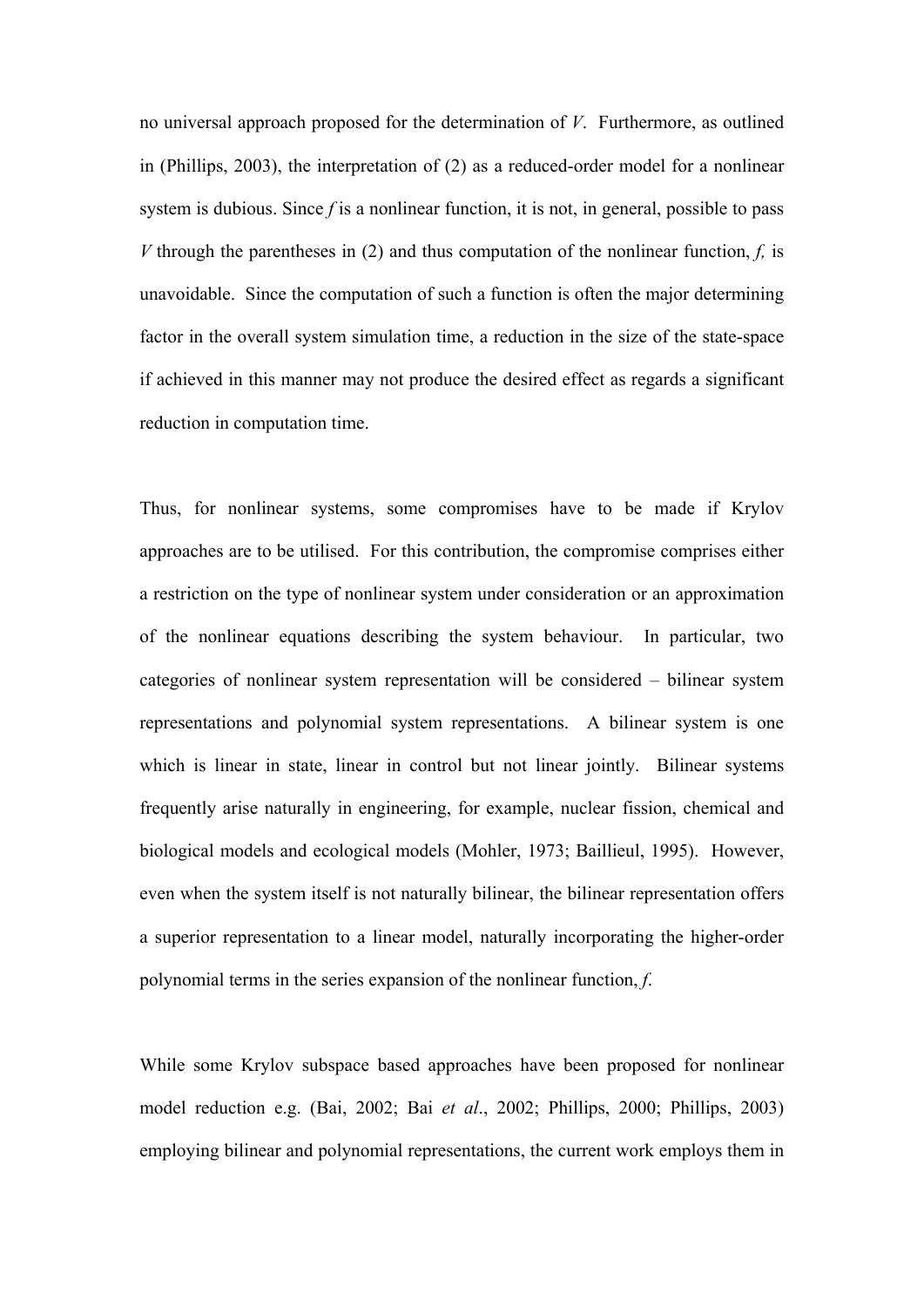no universal approach proposed for the determination of $V$. Furthermore, as outlined in (Phillips, 2003), the interpretation of (2) as a reduced-order model for a nonlinear system is dubious. Since $f$ is a nonlinear function, it is not, in general, possible to pass $V$ through the parentheses in (2) and thus computation of the nonlinear function, $f$, is unavoidable. Since the computation of such a function is often the major determining factor in the overall system simulation time, a reduction in the size of the state-space if achieved in this manner may not produce the desired effect as regards a significant reduction in computation time.

Thus, for nonlinear systems, some compromises have to be made if Krylov approaches are to be utilised. For this contribution, the compromise comprises either a restriction on the type of nonlinear system under consideration or an approximation of the nonlinear equations describing the system behaviour. In particular, two categories of nonlinear system representation will be considered – bilinear system representations and polynomial system representations. A bilinear system is one which is linear in state, linear in control but not linear jointly. Bilinear systems frequently arise naturally in engineering, for example, nuclear fission, chemical and biological models and ecological models (Mohler, 1973; Baillieul, 1995). However, even when the system itself is not naturally bilinear, the bilinear representation offers a superior representation to a linear model, naturally incorporating the higher-order polynomial terms in the series expansion of the nonlinear function, $f$.

While some Krylov subspace based approaches have been proposed for nonlinear model reduction e.g. (Bai, 2002; Bai *et al*., 2002; Phillips, 2000; Phillips, 2003) employing bilinear and polynomial representations, the current work employs them in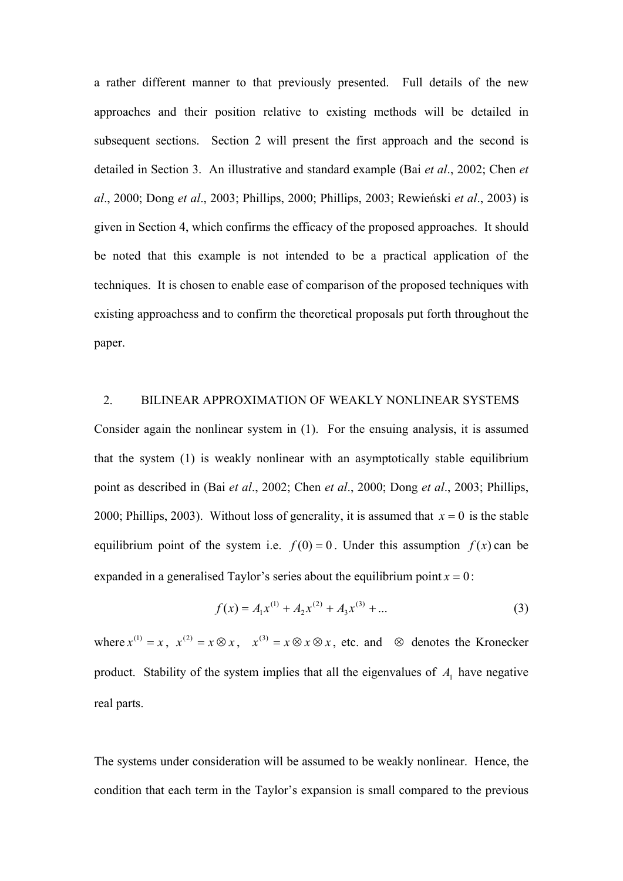a rather different manner to that previously presented. Full details of the new approaches and their position relative to existing methods will be detailed in subsequent sections. Section 2 will present the first approach and the second is detailed in Section 3. An illustrative and standard example (Bai *et al*., 2002; Chen *et al*., 2000; Dong *et al*., 2003; Phillips, 2000; Phillips, 2003; Rewieński *et al*., 2003) is given in Section 4, which confirms the efficacy of the proposed approaches. It should be noted that this example is not intended to be a practical application of the techniques. It is chosen to enable ease of comparison of the proposed techniques with existing approachess and to confirm the theoretical proposals put forth throughout the paper.

## 2. BILINEAR APPROXIMATION OF WEAKLY NONLINEAR SYSTEMS

Consider again the nonlinear system in (1). For the ensuing analysis, it is assumed that the system (1) is weakly nonlinear with an asymptotically stable equilibrium point as described in (Bai *et al*., 2002; Chen *et al*., 2000; Dong *et al*., 2003; Phillips, 2000; Phillips, 2003). Without loss of generality, it is assumed that $x = 0$ is the stable equilibrium point of the system i.e. $f(0) = 0$. Under this assumption $f(x)$ can be expanded in a generalised Taylor's series about the equilibrium point $x = 0$:

$$f(x) = A_1 x^{(1)} + A_2 x^{(2)} + A_3 x^{(3)} + \ldots \tag{3}$$

where $x^{(1)} = x$, $x^{(2)} = x \otimes x$, $x^{(3)} = x \otimes x \otimes x$, etc. and $\otimes$ denotes the Kronecker product. Stability of the system implies that all the eigenvalues of $A_1$ have negative real parts.

The systems under consideration will be assumed to be weakly nonlinear. Hence, the condition that each term in the Taylor's expansion is small compared to the previous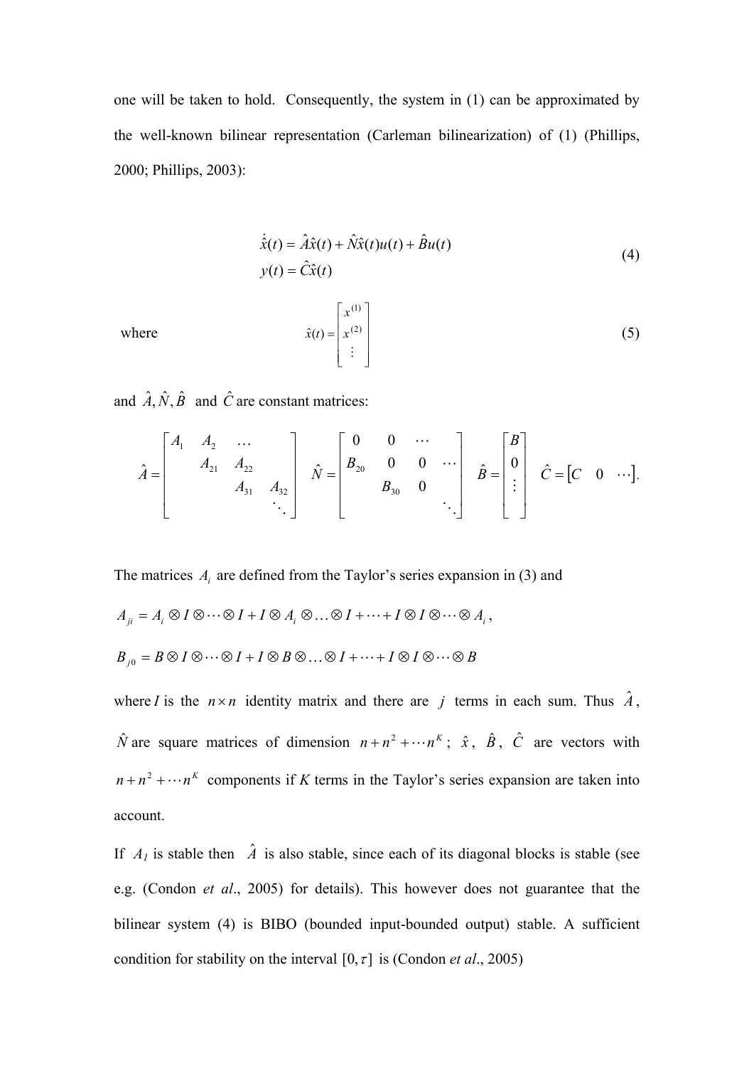one will be taken to hold. Consequently, the system in (1) can be approximated by the well-known bilinear representation (Carleman bilinearization) of (1) (Phillips, 2000; Phillips, 2003):

$$
\begin{aligned}
\dot{\hat{x}}(t) &= \hat{A}\hat{x}(t) + \hat{N}\hat{x}(t)u(t) + \hat{B}u(t) \\
y(t) &= \hat{C}\hat{x}(t)
\end{aligned}
\tag{4}
$$

where

$$
\hat{x}(t) = \begin{bmatrix} x^{(1)} \\ x^{(2)} \\ \vdots \end{bmatrix}
\tag{5}
$$

and $\hat{A}, \hat{N}, \hat{B}$ and $\hat{C}$ are constant matrices:

$$
\hat{A} = \begin{bmatrix} A_1 & A_2 & \cdots & \\ & A_{21} & A_{22} & \\ & & A_{31} & A_{32} \\ & & & \ddots \end{bmatrix} \quad
\hat{N} = \begin{bmatrix} 0 & 0 & \cdots & \\ B_{20} & 0 & 0 & \cdots \\ & B_{30} & 0 & \\ & & & \ddots \end{bmatrix} \quad
\hat{B} = \begin{bmatrix} B \\ 0 \\ \vdots \end{bmatrix} \quad
\hat{C} = \begin{bmatrix} C & 0 & \cdots \end{bmatrix}.
$$

The matrices $A_i$ are defined from the Taylor's series expansion in (3) and

$A_{ji} = A_i \otimes I \otimes \cdots \otimes I + I \otimes A_i \otimes \ldots \otimes I + \cdots + I \otimes I \otimes \cdots \otimes A_i$,

$B_{j0} = B \otimes I \otimes \cdots \otimes I + I \otimes B \otimes \ldots \otimes I + \cdots + I \otimes I \otimes \cdots \otimes B$

where $I$ is the $n \times n$ identity matrix and there are $j$ terms in each sum. Thus $\hat{A}$, $\hat{N}$ are square matrices of dimension $n + n^2 + \cdots n^K$; $\hat{x}$, $\hat{B}$, $\hat{C}$ are vectors with $n + n^2 + \cdots n^K$ components if $K$ terms in the Taylor's series expansion are taken into account.

If $A_1$ is stable then $\hat{A}$ is also stable, since each of its diagonal blocks is stable (see e.g. (Condon *et al*., 2005) for details). This however does not guarantee that the bilinear system (4) is BIBO (bounded input-bounded output) stable. A sufficient condition for stability on the interval $[0, \tau]$ is (Condon *et al*., 2005)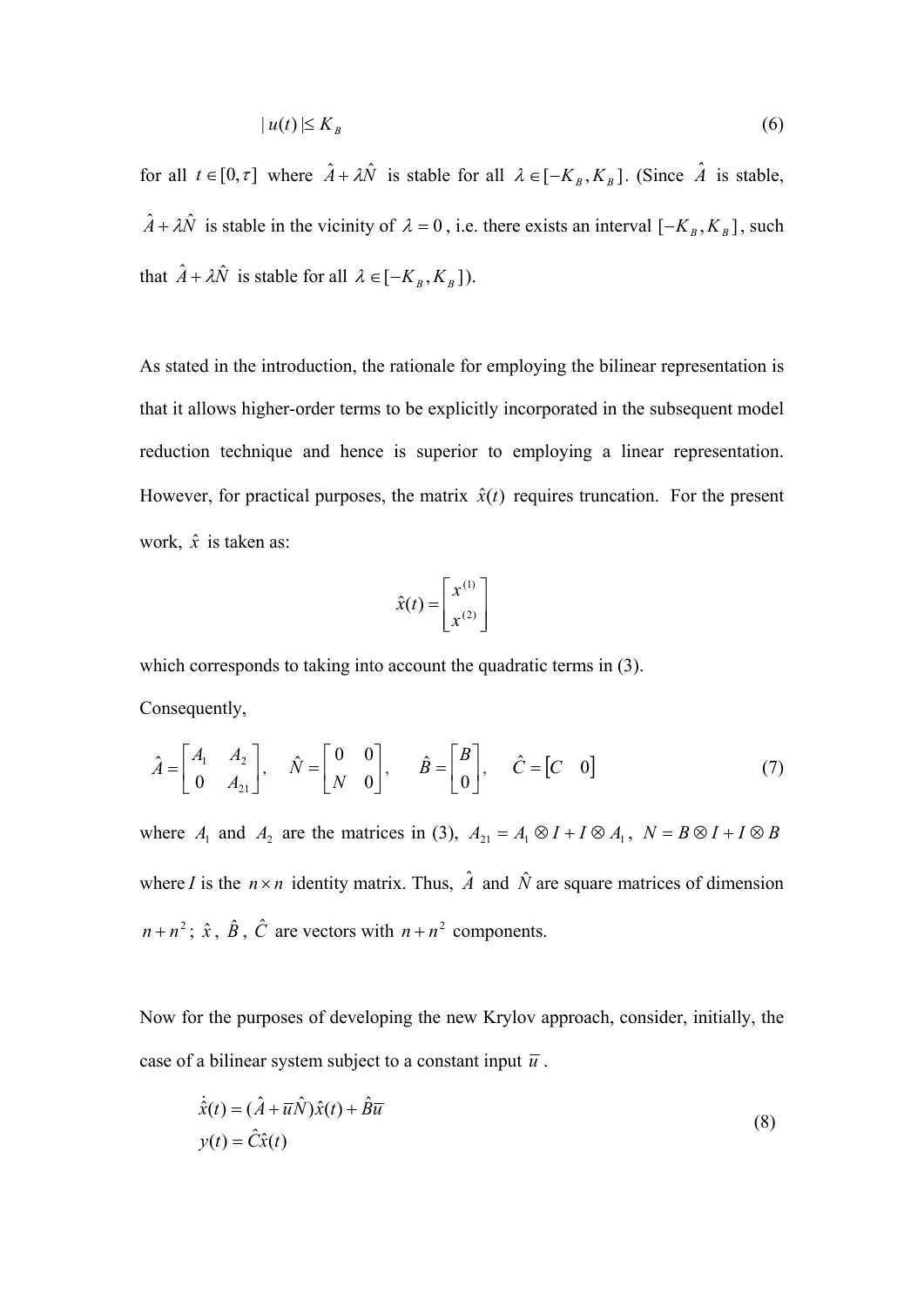$$| u(t) | \leq K_B \tag{6}$$

for all $t \in [0, \tau]$ where $\hat{A} + \lambda \hat{N}$ is stable for all $\lambda \in [-K_B, K_B]$. (Since $\hat{A}$ is stable, $\hat{A} + \lambda \hat{N}$ is stable in the vicinity of $\lambda = 0$, i.e. there exists an interval $[-K_B, K_B]$, such that $\hat{A} + \lambda \hat{N}$ is stable for all $\lambda \in [-K_B, K_B]$).

As stated in the introduction, the rationale for employing the bilinear representation is that it allows higher-order terms to be explicitly incorporated in the subsequent model reduction technique and hence is superior to employing a linear representation. However, for practical purposes, the matrix $\hat{x}(t)$ requires truncation. For the present work, $\hat{x}$ is taken as:

$$\hat{x}(t) = \begin{bmatrix} x^{(1)} \\ x^{(2)} \end{bmatrix}$$

which corresponds to taking into account the quadratic terms in (3).

Consequently,

$$\hat{A} = \begin{bmatrix} A_1 & A_2 \\ 0 & A_{21} \end{bmatrix}, \quad \hat{N} = \begin{bmatrix} 0 & 0 \\ N & 0 \end{bmatrix}, \quad \hat{B} = \begin{bmatrix} B \\ 0 \end{bmatrix}, \quad \hat{C} = \begin{bmatrix} C & 0 \end{bmatrix} \tag{7}$$

where $A_1$ and $A_2$ are the matrices in (3), $A_{21} = A_1 \otimes I + I \otimes A_1$, $N = B \otimes I + I \otimes B$ where $I$ is the $n \times n$ identity matrix. Thus, $\hat{A}$ and $\hat{N}$ are square matrices of dimension $n + n^2$; $\hat{x}$, $\hat{B}$, $\hat{C}$ are vectors with $n + n^2$ components.

Now for the purposes of developing the new Krylov approach, consider, initially, the case of a bilinear system subject to a constant input $\overline{u}$.

$$\begin{aligned} \dot{\hat{x}}(t) &= (\hat{A} + \overline{u}\hat{N})\hat{x}(t) + \hat{B}\overline{u} \\ y(t) &= \hat{C}\hat{x}(t) \end{aligned} \tag{8}$$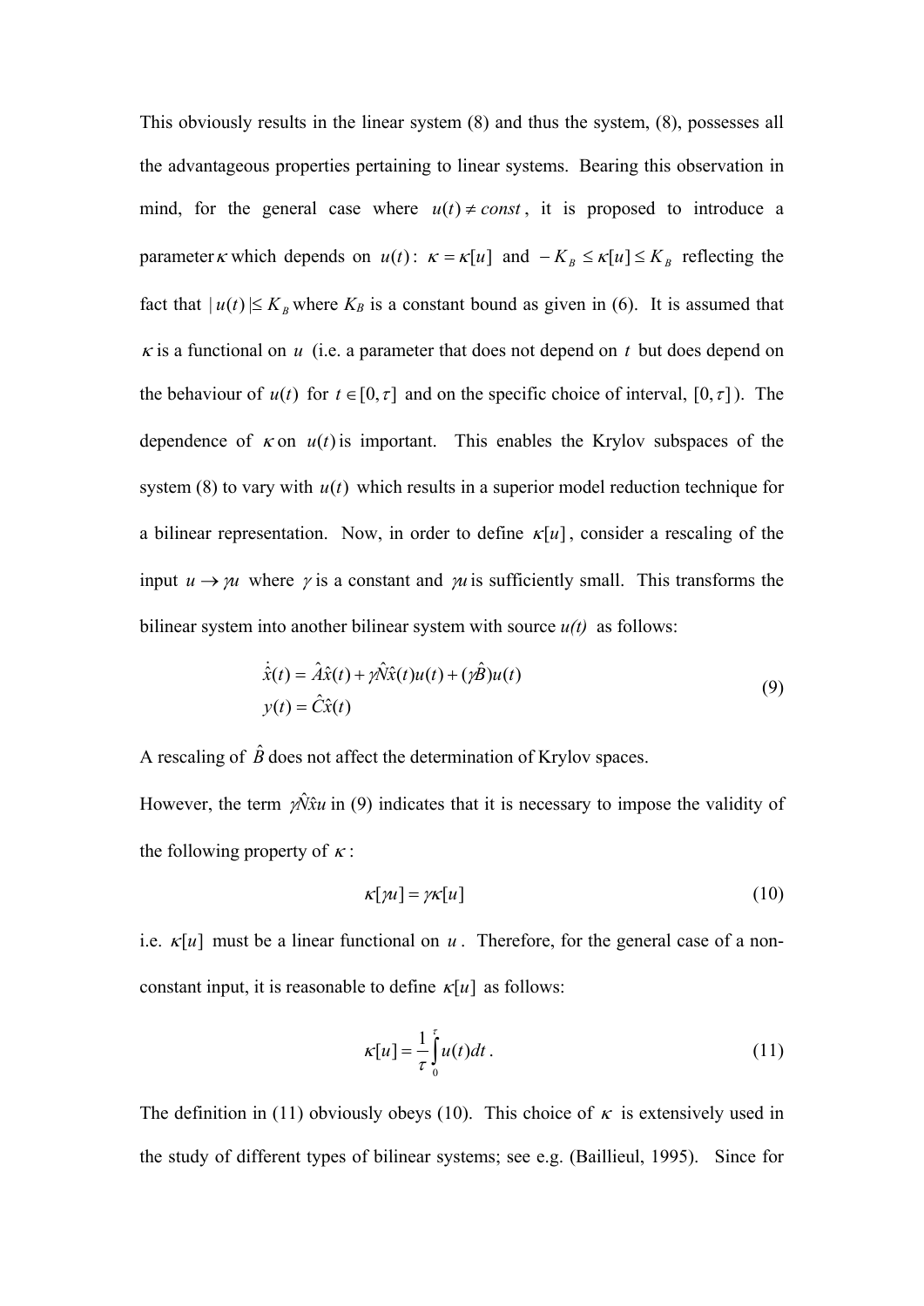This obviously results in the linear system (8) and thus the system, (8), possesses all the advantageous properties pertaining to linear systems. Bearing this observation in mind, for the general case where $u(t) \neq const$, it is proposed to introduce a parameter $\kappa$ which depends on $u(t)$: $\kappa = \kappa[u]$ and $-K_B \leq \kappa[u] \leq K_B$ reflecting the fact that $|u(t)| \leq K_B$ where $K_B$ is a constant bound as given in (6). It is assumed that $\kappa$ is a functional on $u$ (i.e. a parameter that does not depend on $t$ but does depend on the behaviour of $u(t)$ for $t \in [0, \tau]$ and on the specific choice of interval, $[0, \tau]$). The dependence of $\kappa$ on $u(t)$ is important. This enables the Krylov subspaces of the system (8) to vary with $u(t)$ which results in a superior model reduction technique for a bilinear representation. Now, in order to define $\kappa[u]$, consider a rescaling of the input $u \to \gamma u$ where $\gamma$ is a constant and $\gamma u$ is sufficiently small. This transforms the bilinear system into another bilinear system with source *u(t)* as follows:

$$
\begin{aligned}
\dot{\hat{x}}(t) &= \hat{A}\hat{x}(t) + \gamma \hat{N}\hat{x}(t)u(t) + (\gamma \hat{B})u(t) \\
y(t) &= \hat{C}\hat{x}(t)
\end{aligned}
\tag{9}
$$

A rescaling of $\hat{B}$ does not affect the determination of Krylov spaces.

However, the term $\gamma \hat{N}\hat{x}u$ in (9) indicates that it is necessary to impose the validity of the following property of $\kappa$:

$$
\kappa[\gamma u] = \gamma \kappa[u] \tag{10}
$$

i.e. $\kappa[u]$ must be a linear functional on $u$. Therefore, for the general case of a non-constant input, it is reasonable to define $\kappa[u]$ as follows:

$$
\kappa[u] = \frac{1}{\tau}\int_0^{\tau} u(t)dt\,. \tag{11}
$$

The definition in (11) obviously obeys (10). This choice of $\kappa$ is extensively used in the study of different types of bilinear systems; see e.g. (Baillieul, 1995). Since for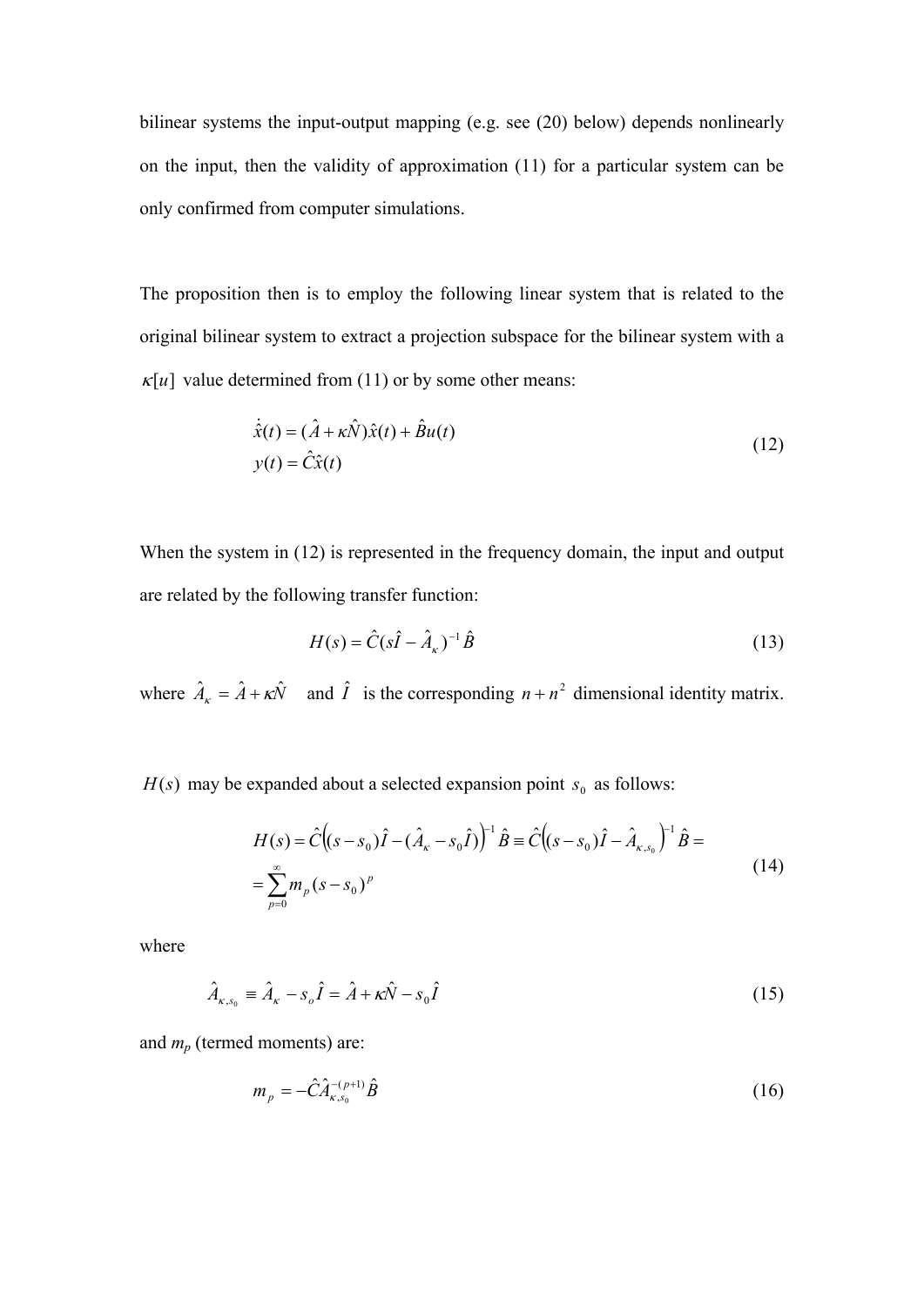bilinear systems the input-output mapping (e.g. see (20) below) depends nonlinearly on the input, then the validity of approximation (11) for a particular system can be only confirmed from computer simulations.

The proposition then is to employ the following linear system that is related to the original bilinear system to extract a projection subspace for the bilinear system with a $\kappa[u]$ value determined from (11) or by some other means:

$$
\begin{aligned}
\dot{\hat{x}}(t) &= (\hat{A} + \kappa \hat{N})\hat{x}(t) + \hat{B}u(t) \\
y(t) &= \hat{C}\hat{x}(t)
\end{aligned}
\tag{12}
$$

When the system in (12) is represented in the frequency domain, the input and output are related by the following transfer function:

$$
H(s) = \hat{C}(s\hat{I} - \hat{A}_\kappa)^{-1}\hat{B} \tag{13}
$$

where $\hat{A}_\kappa = \hat{A} + \kappa \hat{N}$ and $\hat{I}$ is the corresponding $n + n^2$ dimensional identity matrix.

$H(s)$ may be expanded about a selected expansion point $s_0$ as follows:

$$
\begin{aligned}
H(s) &= \hat{C}\left((s - s_0)\hat{I} - (\hat{A}_\kappa - s_0\hat{I})\right)^{-1}\hat{B} \equiv \hat{C}\left((s - s_0)\hat{I} - \hat{A}_{\kappa,s_0}\right)^{-1}\hat{B} = \\
&= \sum_{p=0}^{\infty} m_p (s - s_0)^p
\end{aligned}
\tag{14}
$$

where

$$
\hat{A}_{\kappa,s_0} \equiv \hat{A}_\kappa - s_o\hat{I} = \hat{A} + \kappa \hat{N} - s_0\hat{I} \tag{15}
$$

and $m_p$ (termed moments) are:

$$
m_p = -\hat{C}\hat{A}_{\kappa,s_0}^{-(p+1)}\hat{B} \tag{16}
$$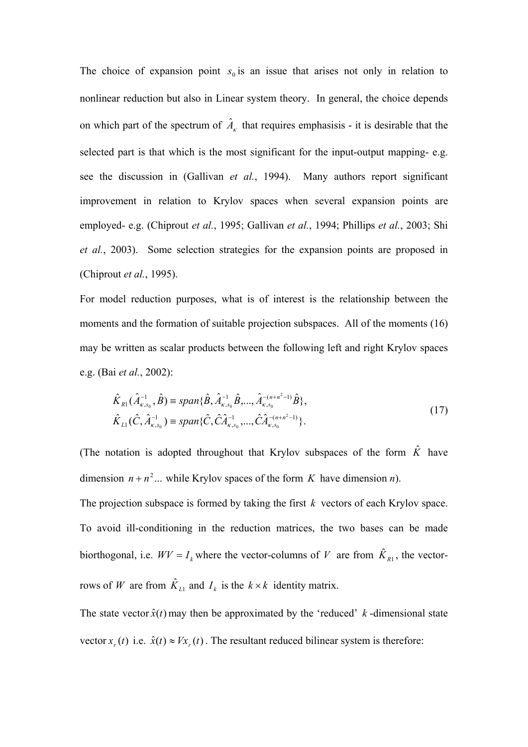The choice of expansion point $s_0$ is an issue that arises not only in relation to nonlinear reduction but also in Linear system theory. In general, the choice depends on which part of the spectrum of $\hat{A}_\kappa$ that requires emphasisis - it is desirable that the selected part is that which is the most significant for the input-output mapping- e.g. see the discussion in (Gallivan *et al.*, 1994). Many authors report significant improvement in relation to Krylov spaces when several expansion points are employed- e.g. (Chiprout *et al.*, 1995; Gallivan *et al.*, 1994; Phillips *et al.*, 2003; Shi *et al.*, 2003). Some selection strategies for the expansion points are proposed in (Chiprout *et al.*, 1995).

For model reduction purposes, what is of interest is the relationship between the moments and the formation of suitable projection subspaces. All of the moments (16) may be written as scalar products between the following left and right Krylov spaces e.g. (Bai *et al.*, 2002):

$$
\begin{aligned}
\hat{K}_{R1}(\hat{A}_{\kappa,s_0}^{-1},\hat{B}) &\equiv span\{\hat{B},\hat{A}_{\kappa,s_0}^{-1}\hat{B},...,\hat{A}_{\kappa,s_0}^{-(n+n^2-1)}\hat{B}\},\\
\hat{K}_{L1}(\hat{C},\hat{A}_{\kappa,s_0}^{-1}) &\equiv span\{\hat{C},\hat{C}\hat{A}_{\kappa,s_0}^{-1},...,\hat{C}\hat{A}_{\kappa,s_0}^{-(n+n^2-1)}\}.
\end{aligned}
\tag{17}
$$

(The notation is adopted throughout that Krylov subspaces of the form $\hat{K}$ have dimension $n+n^2$... while Krylov spaces of the form $K$ have dimension *n*).

The projection subspace is formed by taking the first $k$ vectors of each Krylov space. To avoid ill-conditioning in the reduction matrices, the two bases can be made biorthogonal, i.e. $WV = I_k$ where the vector-columns of $V$ are from $\hat{K}_{R1}$, the vector-rows of $W$ are from $\hat{K}_{L1}$ and $I_k$ is the $k \times k$ identity matrix.

The state vector $\hat{x}(t)$ may then be approximated by the 'reduced' $k$-dimensional state vector $x_r(t)$ i.e. $\hat{x}(t) \approx Vx_r(t)$. The resultant reduced bilinear system is therefore: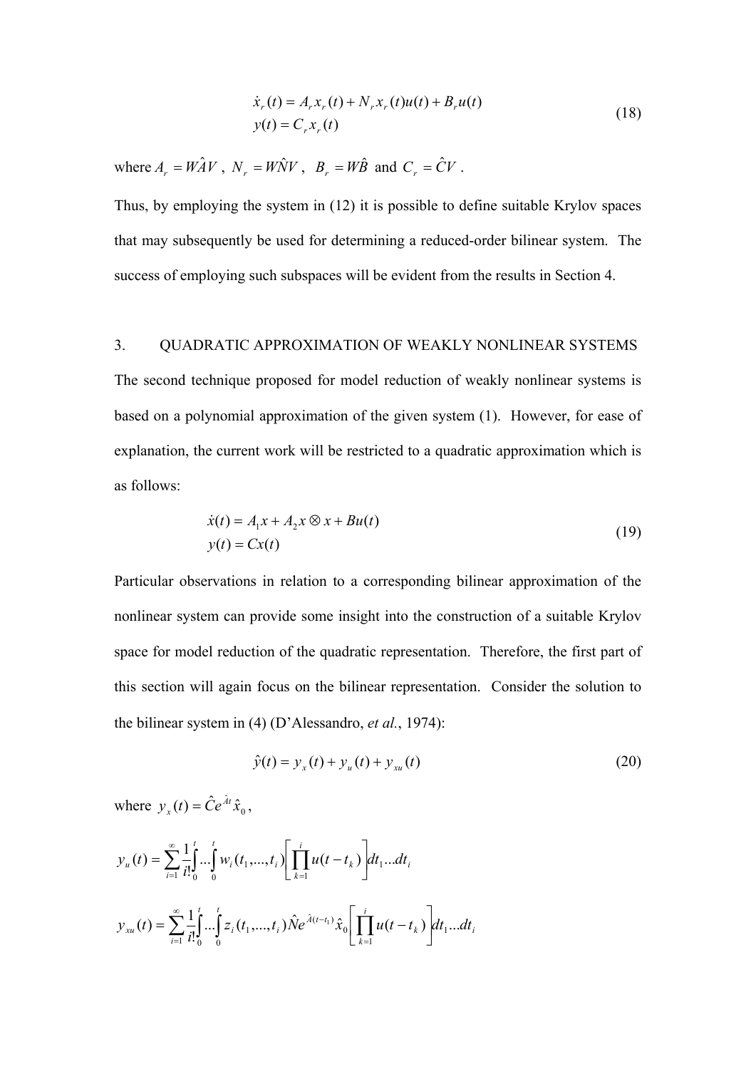$$
\begin{aligned}
\dot{x}_r(t) &= A_r x_r(t) + N_r x_r(t) u(t) + B_r u(t) \\
y(t) &= C_r x_r(t)
\end{aligned}
\tag{18}
$$

where $A_r = W\hat{A}V$ , $N_r = W\hat{N}V$ , $B_r = W\hat{B}$ and $C_r = \hat{C}V$ .

Thus, by employing the system in (12) it is possible to define suitable Krylov spaces that may subsequently be used for determining a reduced-order bilinear system. The success of employing such subspaces will be evident from the results in Section 4.

## 3. QUADRATIC APPROXIMATION OF WEAKLY NONLINEAR SYSTEMS

The second technique proposed for model reduction of weakly nonlinear systems is based on a polynomial approximation of the given system (1). However, for ease of explanation, the current work will be restricted to a quadratic approximation which is as follows:

$$
\begin{aligned}
\dot{x}(t) &= A_1 x + A_2 x \otimes x + Bu(t) \\
y(t) &= Cx(t)
\end{aligned}
\tag{19}
$$

Particular observations in relation to a corresponding bilinear approximation of the nonlinear system can provide some insight into the construction of a suitable Krylov space for model reduction of the quadratic representation. Therefore, the first part of this section will again focus on the bilinear representation. Consider the solution to the bilinear system in (4) (D'Alessandro, *et al.*, 1974):

$$
\hat{y}(t) = y_x(t) + y_u(t) + y_{xu}(t) \tag{20}
$$

where $y_x(t) = \hat{C}e^{\hat{A}t}\hat{x}_0$ ,

$$
y_u(t) = \sum_{i=1}^{\infty} \frac{1}{i!} \int_0^t \dots \int_0^t w_i(t_1, \dots, t_i) \left[ \prod_{k=1}^{i} u(t - t_k) \right] dt_1 \dots dt_i
$$

$$
y_{xu}(t) = \sum_{i=1}^{\infty} \frac{1}{i!} \int_0^t \dots \int_0^t z_i(t_1, \dots, t_i) \hat{N} e^{\hat{A}(t-t_1)} \hat{x}_0 \left[ \prod_{k=1}^{i} u(t - t_k) \right] dt_1 \dots dt_i
$$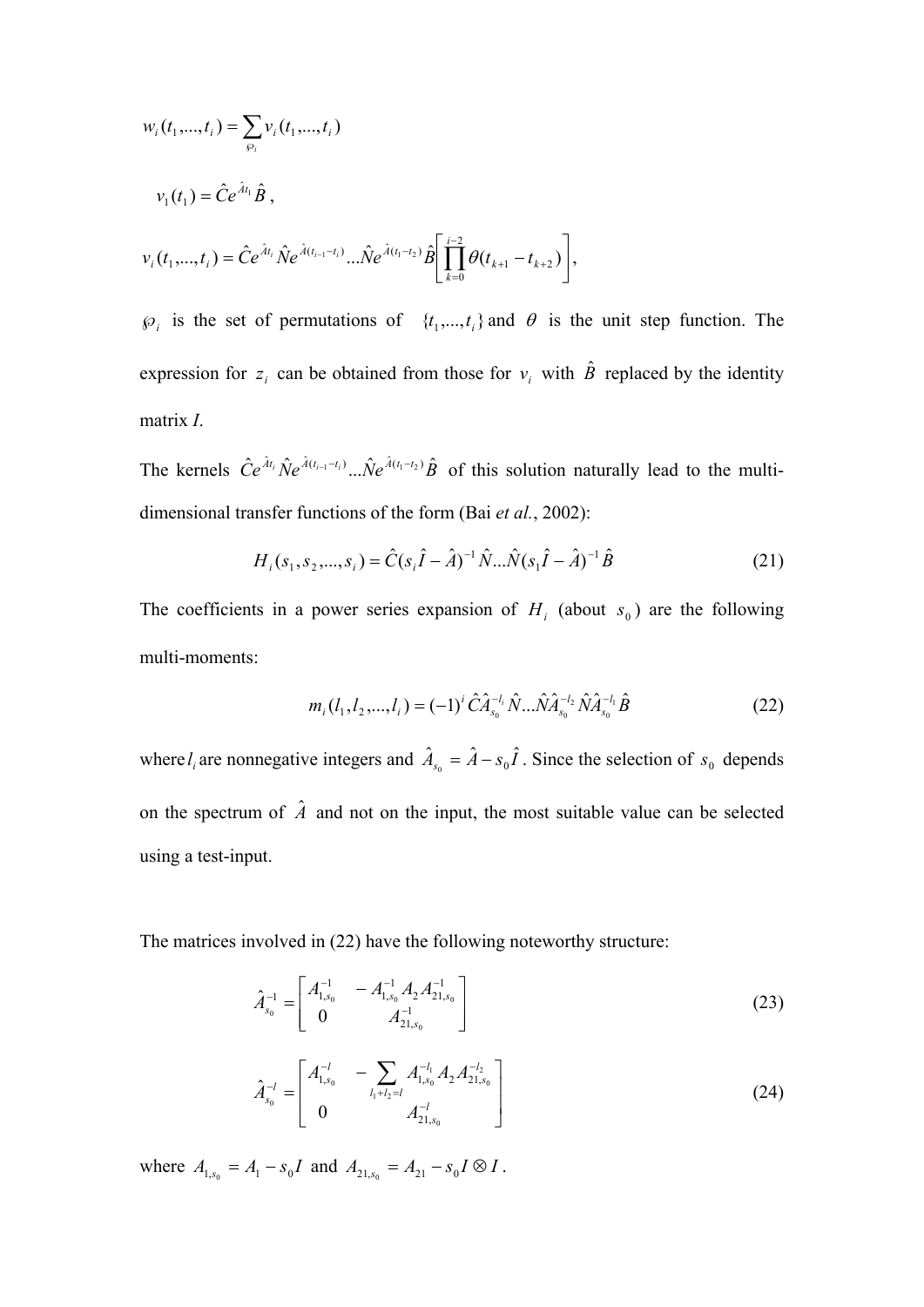$$w_i(t_1,...,t_i) = \sum_{\wp_i} v_i(t_1,...,t_i)$$

$$v_1(t_1) = \hat{C}e^{\hat{A}t_1}\hat{B} \,,$$

$$v_i(t_1,...,t_i) = \hat{C}e^{\hat{A}t_i}\hat{N}e^{\hat{A}(t_{i-1}-t_i)}...\hat{N}e^{\hat{A}(t_1-t_2)}\hat{B}\left[\prod_{k=0}^{i-2}\theta(t_{k+1}-t_{k+2})\right],$$

$\wp_i$ is the set of permutations of $\{t_1,...,t_i\}$ and $\theta$ is the unit step function. The expression for $z_i$ can be obtained from those for $v_i$ with $\hat{B}$ replaced by the identity matrix *I*.

The kernels $\hat{C}e^{\hat{A}t_i}\hat{N}e^{\hat{A}(t_{i-1}-t_i)}...\hat{N}e^{\hat{A}(t_1-t_2)}\hat{B}$ of this solution naturally lead to the multi-dimensional transfer functions of the form (Bai *et al.*, 2002):

$$H_i(s_1, s_2,..., s_i) = \hat{C}(s_i\hat{I} - \hat{A})^{-1}\hat{N}...\hat{N}(s_1\hat{I} - \hat{A})^{-1}\hat{B} \tag{21}$$

The coefficients in a power series expansion of $H_i$ (about $s_0$) are the following multi-moments:

$$m_i(l_1, l_2,..., l_i) = (-1)^i\hat{C}\hat{A}_{s_0}^{-l_i}\hat{N}...\hat{N}\hat{A}_{s_0}^{-l_2}\hat{N}\hat{A}_{s_0}^{-l_1}\hat{B} \tag{22}$$

where $l_i$ are nonnegative integers and $\hat{A}_{s_0} = \hat{A} - s_0\hat{I}$. Since the selection of $s_0$ depends on the spectrum of $\hat{A}$ and not on the input, the most suitable value can be selected using a test-input.

The matrices involved in (22) have the following noteworthy structure:

$$\hat{A}_{s_0}^{-1} = \begin{bmatrix} A_{1,s_0}^{-1} & -A_{1,s_0}^{-1}A_2A_{21,s_0}^{-1} \\ 0 & A_{21,s_0}^{-1} \end{bmatrix} \tag{23}$$

$$\hat{A}_{s_0}^{-l} = \begin{bmatrix} A_{1,s_0}^{-l} & -\sum\limits_{l_1+l_2=l} A_{1,s_0}^{-l_1}A_2A_{21,s_0}^{-l_2} \\ 0 & A_{21,s_0}^{-l} \end{bmatrix} \tag{24}$$

where $A_{1,s_0} = A_1 - s_0I$ and $A_{21,s_0} = A_{21} - s_0I \otimes I$.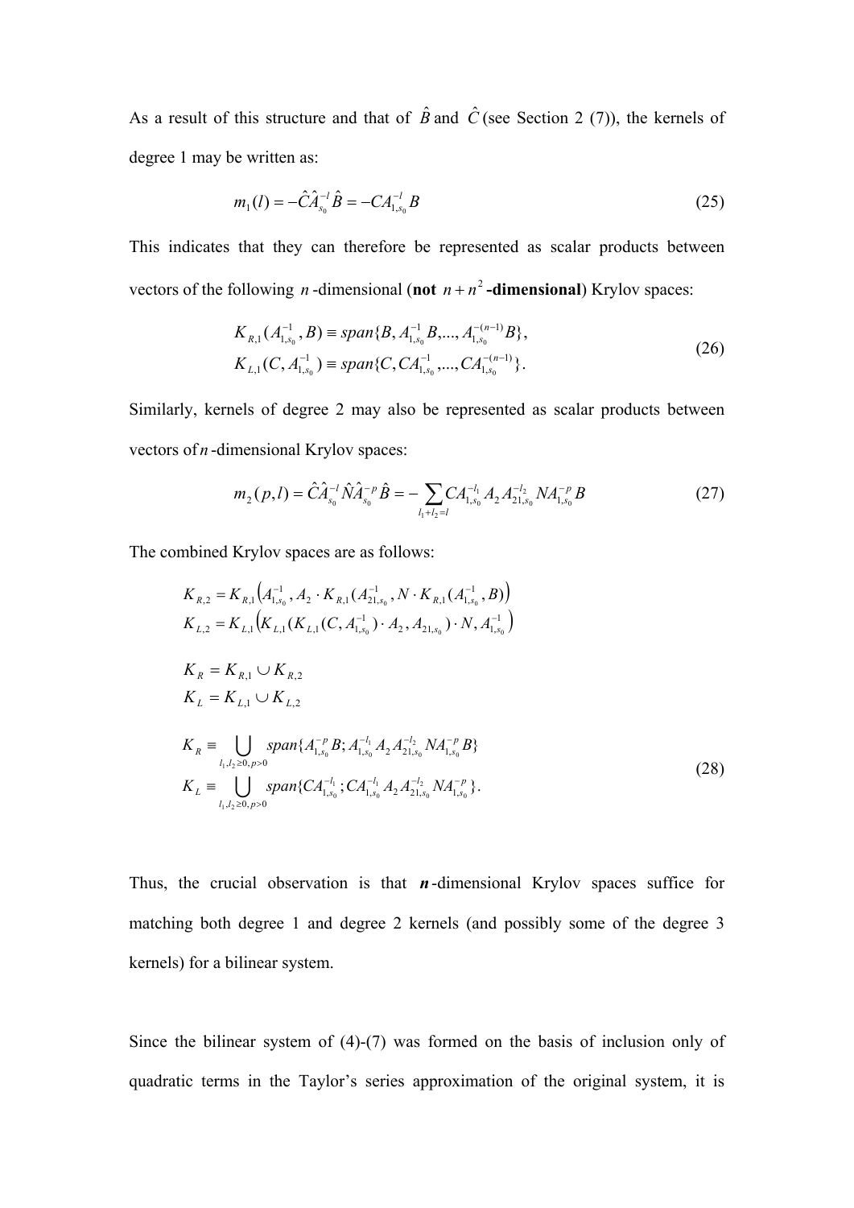As a result of this structure and that of $\hat{B}$ and $\hat{C}$ (see Section 2 (7)), the kernels of degree 1 may be written as:

$$m_1(l) = -\hat{C}\hat{A}_{s_0}^{-l}\hat{B} = -CA_{1,s_0}^{-l}B \tag{25}$$

This indicates that they can therefore be represented as scalar products between vectors of the following $n$-dimensional (**not** $n+n^2$**-dimensional**) Krylov spaces:

$$\begin{aligned} K_{R,1}(A_{1,s_0}^{-1}, B) &\equiv span\{B, A_{1,s_0}^{-1}B, ..., A_{1,s_0}^{-(n-1)}B\}, \\ K_{L,1}(C, A_{1,s_0}^{-1}) &\equiv span\{C, CA_{1,s_0}^{-1}, ..., CA_{1,s_0}^{-(n-1)}\}. \end{aligned} \tag{26}$$

Similarly, kernels of degree 2 may also be represented as scalar products between vectors of $n$-dimensional Krylov spaces:

$$m_2(p,l) = \hat{C}\hat{A}_{s_0}^{-l}\hat{N}\hat{A}_{s_0}^{-p}\hat{B} = -\sum_{l_1+l_2=l} CA_{1,s_0}^{-l_1}A_2 A_{21,s_0}^{-l_2} NA_{1,s_0}^{-p}B \tag{27}$$

The combined Krylov spaces are as follows:

$$\begin{aligned} K_{R,2} &= K_{R,1}\left(A_{1,s_0}^{-1}, A_2 \cdot K_{R,1}(A_{21,s_0}^{-1}, N \cdot K_{R,1}(A_{1,s_0}^{-1}, B)\right) \\ K_{L,2} &= K_{L,1}\left(K_{L,1}(K_{L,1}(C, A_{1,s_0}^{-1}) \cdot A_2, A_{21,s_0}) \cdot N, A_{1,s_0}^{-1}\right) \\ \\ K_R &= K_{R,1} \cup K_{R,2} \\ K_L &= K_{L,1} \cup K_{L,2} \\ \\ K_R &\equiv \bigcup_{l_1,l_2 \geq 0,\, p>0} span\{A_{1,s_0}^{-p}B; A_{1,s_0}^{-l_1}A_2 A_{21,s_0}^{-l_2} NA_{1,s_0}^{-p}B\} \\ K_L &\equiv \bigcup_{l_1,l_2 \geq 0,\, p>0} span\{CA_{1,s_0}^{-l_1}; CA_{1,s_0}^{-l_1}A_2 A_{21,s_0}^{-l_2} NA_{1,s_0}^{-p}\}. \end{aligned} \tag{28}$$

Thus, the crucial observation is that $\boldsymbol{n}$-dimensional Krylov spaces suffice for matching both degree 1 and degree 2 kernels (and possibly some of the degree 3 kernels) for a bilinear system.

Since the bilinear system of (4)-(7) was formed on the basis of inclusion only of quadratic terms in the Taylor's series approximation of the original system, it is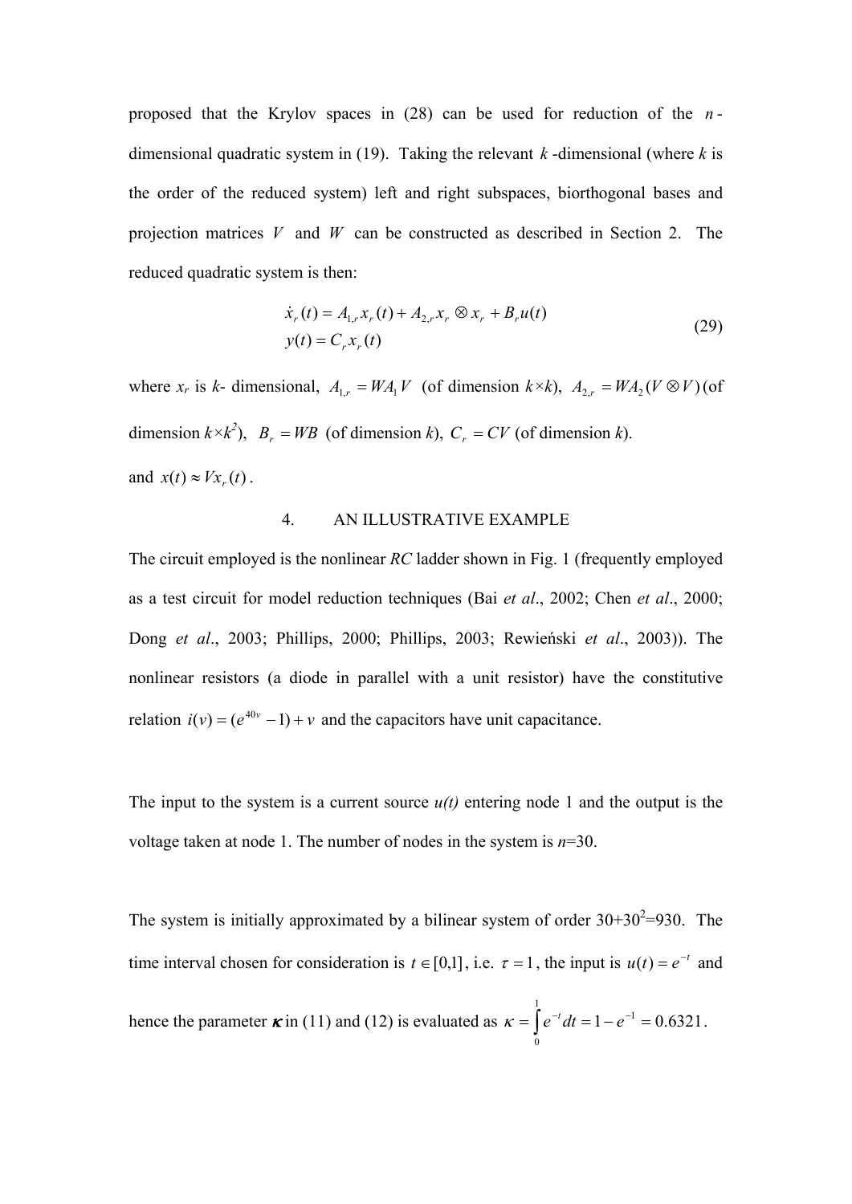proposed that the Krylov spaces in (28) can be used for reduction of the $n$-dimensional quadratic system in (19). Taking the relevant $k$-dimensional (where $k$ is the order of the reduced system) left and right subspaces, biorthogonal bases and projection matrices $V$ and $W$ can be constructed as described in Section 2. The reduced quadratic system is then:

$$\begin{aligned} \dot{x}_r(t) &= A_{1,r}x_r(t) + A_{2,r}x_r \otimes x_r + B_r u(t) \\ y(t) &= C_r x_r(t) \end{aligned} \tag{29}$$

where $x_r$ is $k$- dimensional, $A_{1,r} = WA_1V$ (of dimension $k \times k$), $A_{2,r} = WA_2(V \otimes V)$ (of dimension $k \times k^2$), $B_r = WB$ (of dimension $k$), $C_r = CV$ (of dimension $k$).

and $x(t) \approx Vx_r(t)$.

## 4. AN ILLUSTRATIVE EXAMPLE

The circuit employed is the nonlinear *RC* ladder shown in Fig. 1 (frequently employed as a test circuit for model reduction techniques (Bai *et al*., 2002; Chen *et al*., 2000; Dong *et al*., 2003; Phillips, 2000; Phillips, 2003; Rewieński *et al*., 2003)). The nonlinear resistors (a diode in parallel with a unit resistor) have the constitutive relation $i(v) = (e^{40v} - 1) + v$ and the capacitors have unit capacitance.

The input to the system is a current source *u(t)* entering node 1 and the output is the voltage taken at node 1. The number of nodes in the system is $n$=30.

The system is initially approximated by a bilinear system of order $30+30^2$=930. The time interval chosen for consideration is $t \in [0,1]$, i.e. $\tau = 1$, the input is $u(t) = e^{-t}$ and hence the parameter $\boldsymbol{\kappa}$ in (11) and (12) is evaluated as $\kappa = \int_0^1 e^{-t} dt = 1 - e^{-1} = 0.6321$.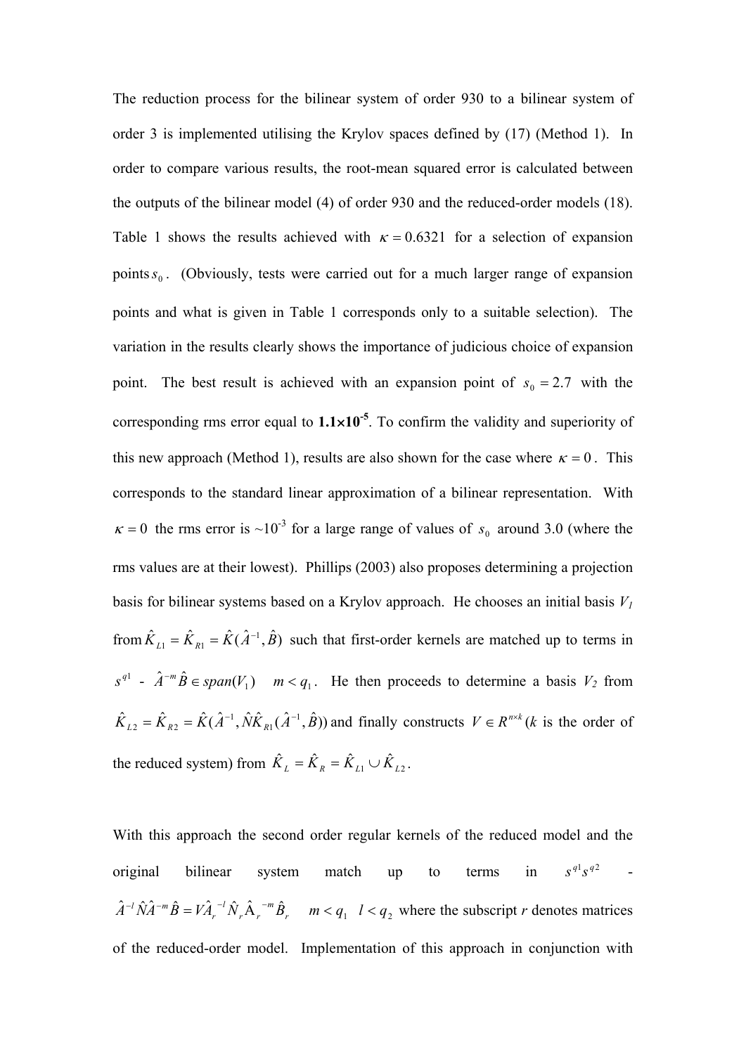The reduction process for the bilinear system of order 930 to a bilinear system of order 3 is implemented utilising the Krylov spaces defined by (17) (Method 1). In order to compare various results, the root-mean squared error is calculated between the outputs of the bilinear model (4) of order 930 and the reduced-order models (18). Table 1 shows the results achieved with $\kappa = 0.6321$ for a selection of expansion points $s_0$. (Obviously, tests were carried out for a much larger range of expansion points and what is given in Table 1 corresponds only to a suitable selection). The variation in the results clearly shows the importance of judicious choice of expansion point. The best result is achieved with an expansion point of $s_0 = 2.7$ with the corresponding rms error equal to $\mathbf{1.1\times10^{-5}}$. To confirm the validity and superiority of this new approach (Method 1), results are also shown for the case where $\kappa = 0$. This corresponds to the standard linear approximation of a bilinear representation. With $\kappa = 0$ the rms error is ~$10^{-3}$ for a large range of values of $s_0$ around 3.0 (where the rms values are at their lowest). Phillips (2003) also proposes determining a projection basis for bilinear systems based on a Krylov approach. He chooses an initial basis $V_1$ from $\hat{K}_{L1} = \hat{K}_{R1} = \hat{K}(\hat{A}^{-1}, \hat{B})$ such that first-order kernels are matched up to terms in $s^{q1}$ - $\hat{A}^{-m}\hat{B} \in span(V_1) \quad m < q_1$. He then proceeds to determine a basis $V_2$ from $\hat{K}_{L2} = \hat{K}_{R2} = \hat{K}(\hat{A}^{-1}, \hat{N}\hat{K}_{R1}(\hat{A}^{-1}, \hat{B}))$ and finally constructs $V \in R^{n\times k}$ ($k$ is the order of the reduced system) from $\hat{K}_L = \hat{K}_R = \hat{K}_{L1} \cup \hat{K}_{L2}$.

With this approach the second order regular kernels of the reduced model and the original bilinear system match up to terms in $s^{q1}s^{q2}$ - $\hat{A}^{-l}\hat{N}\hat{A}^{-m}\hat{B} = V\hat{A}_r^{-l}\hat{N}_r\hat{A}_r^{-m}\hat{B}_r \quad m < q_1 \quad l < q_2$ where the subscript $r$ denotes matrices of the reduced-order model. Implementation of this approach in conjunction with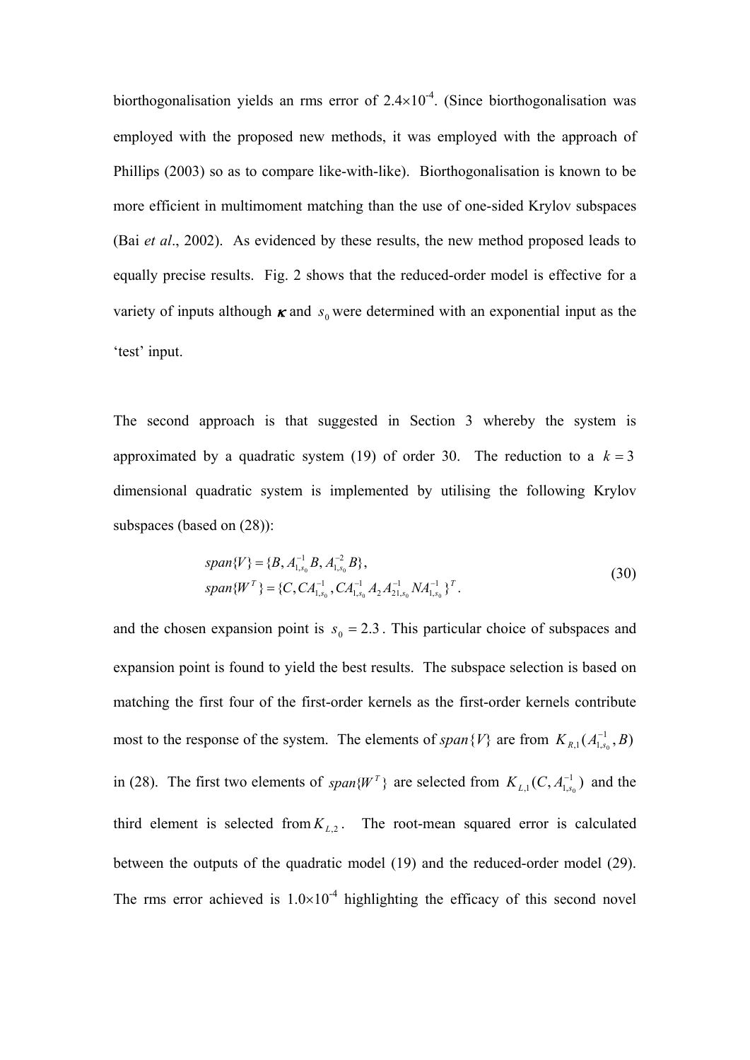biorthogonalisation yields an rms error of $2.4 \times 10^{-4}$. (Since biorthogonalisation was employed with the proposed new methods, it was employed with the approach of Phillips (2003) so as to compare like-with-like). Biorthogonalisation is known to be more efficient in multimoment matching than the use of one-sided Krylov subspaces (Bai *et al*., 2002). As evidenced by these results, the new method proposed leads to equally precise results. Fig. 2 shows that the reduced-order model is effective for a variety of inputs although $\boldsymbol{\kappa}$ and $s_0$ were determined with an exponential input as the 'test' input.

The second approach is that suggested in Section 3 whereby the system is approximated by a quadratic system (19) of order 30. The reduction to a $k = 3$ dimensional quadratic system is implemented by utilising the following Krylov subspaces (based on (28)):

$$
\begin{aligned}
& span\{V\} = \{B, A_{1,s_0}^{-1} B, A_{1,s_0}^{-2} B\}, \\
& span\{W^T\} = \{C, CA_{1,s_0}^{-1}, CA_{1,s_0}^{-1} A_2 A_{21,s_0}^{-1} N A_{1,s_0}^{-1}\}^T.
\end{aligned}
\tag{30}
$$

and the chosen expansion point is $s_0 = 2.3$. This particular choice of subspaces and expansion point is found to yield the best results. The subspace selection is based on matching the first four of the first-order kernels as the first-order kernels contribute most to the response of the system. The elements of $span\{V\}$ are from $K_{R,1}(A_{1,s_0}^{-1}, B)$ in (28). The first two elements of $span\{W^T\}$ are selected from $K_{L,1}(C, A_{1,s_0}^{-1})$ and the third element is selected from $K_{L,2}$. The root-mean squared error is calculated between the outputs of the quadratic model (19) and the reduced-order model (29). The rms error achieved is $1.0 \times 10^{-4}$ highlighting the efficacy of this second novel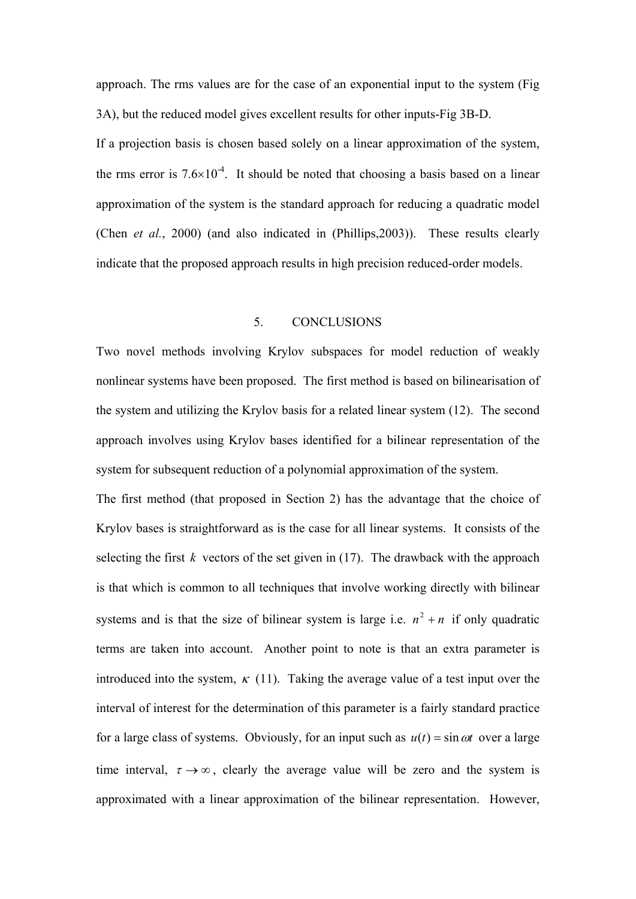approach. The rms values are for the case of an exponential input to the system (Fig 3A), but the reduced model gives excellent results for other inputs-Fig 3B-D.

If a projection basis is chosen based solely on a linear approximation of the system, the rms error is $7.6\times10^{-4}$. It should be noted that choosing a basis based on a linear approximation of the system is the standard approach for reducing a quadratic model (Chen *et al.*, 2000) (and also indicated in (Phillips,2003)). These results clearly indicate that the proposed approach results in high precision reduced-order models.

## 5. CONCLUSIONS

Two novel methods involving Krylov subspaces for model reduction of weakly nonlinear systems have been proposed. The first method is based on bilinearisation of the system and utilizing the Krylov basis for a related linear system (12). The second approach involves using Krylov bases identified for a bilinear representation of the system for subsequent reduction of a polynomial approximation of the system.

The first method (that proposed in Section 2) has the advantage that the choice of Krylov bases is straightforward as is the case for all linear systems. It consists of the selecting the first $k$ vectors of the set given in (17). The drawback with the approach is that which is common to all techniques that involve working directly with bilinear systems and is that the size of bilinear system is large i.e. $n^2+n$ if only quadratic terms are taken into account. Another point to note is that an extra parameter is introduced into the system, $\kappa$ (11). Taking the average value of a test input over the interval of interest for the determination of this parameter is a fairly standard practice for a large class of systems. Obviously, for an input such as $u(t)=\sin\omega t$ over a large time interval, $\tau\to\infty$, clearly the average value will be zero and the system is approximated with a linear approximation of the bilinear representation. However,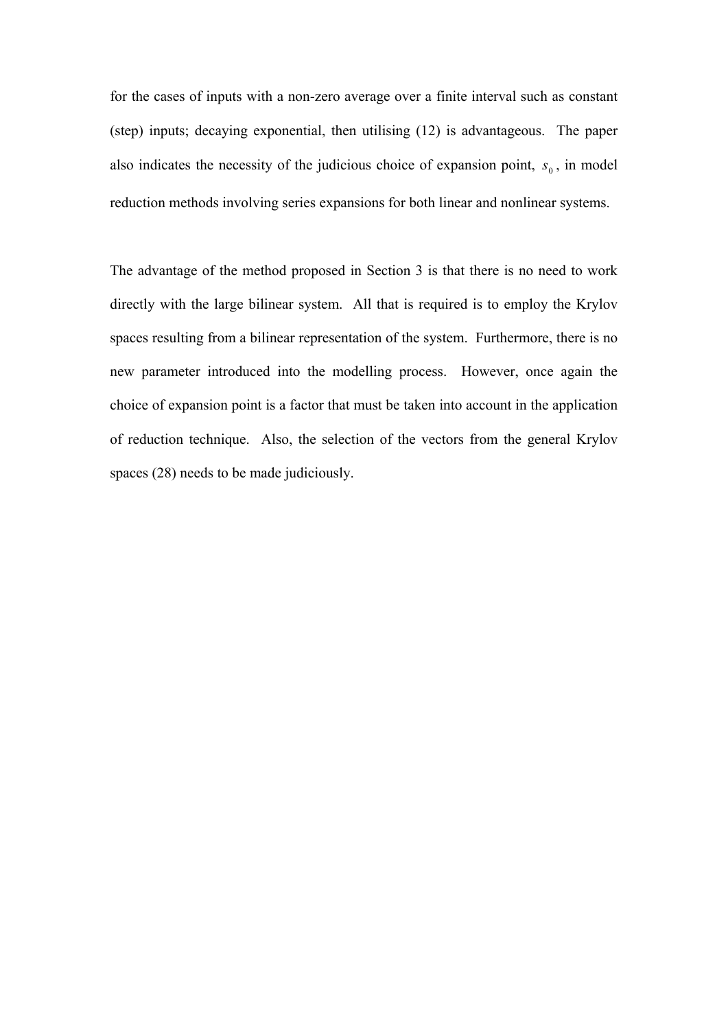for the cases of inputs with a non-zero average over a finite interval such as constant (step) inputs; decaying exponential, then utilising (12) is advantageous. The paper also indicates the necessity of the judicious choice of expansion point, $s_0$, in model reduction methods involving series expansions for both linear and nonlinear systems.

The advantage of the method proposed in Section 3 is that there is no need to work directly with the large bilinear system. All that is required is to employ the Krylov spaces resulting from a bilinear representation of the system. Furthermore, there is no new parameter introduced into the modelling process. However, once again the choice of expansion point is a factor that must be taken into account in the application of reduction technique. Also, the selection of the vectors from the general Krylov spaces (28) needs to be made judiciously.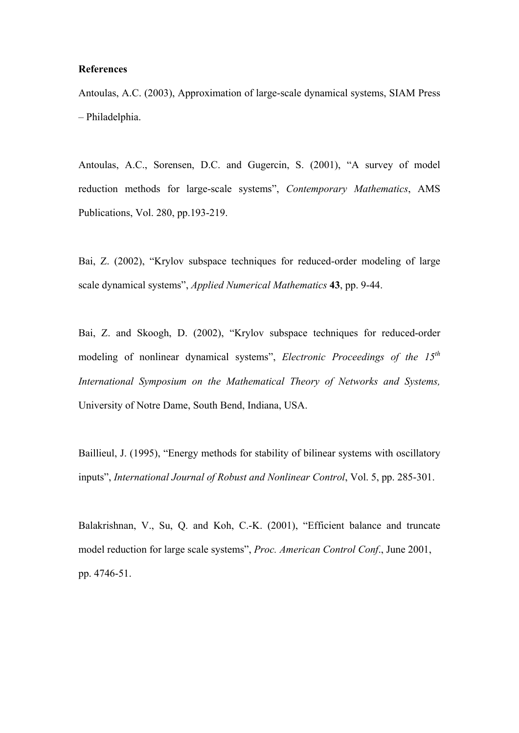**References**

Antoulas, A.C. (2003), Approximation of large-scale dynamical systems, SIAM Press – Philadelphia.

Antoulas, A.C., Sorensen, D.C. and Gugercin, S. (2001), "A survey of model reduction methods for large-scale systems", *Contemporary Mathematics*, AMS Publications, Vol. 280, pp.193-219.

Bai, Z. (2002), "Krylov subspace techniques for reduced-order modeling of large scale dynamical systems", *Applied Numerical Mathematics* **43**, pp. 9-44.

Bai, Z. and Skoogh, D. (2002), "Krylov subspace techniques for reduced-order modeling of nonlinear dynamical systems", *Electronic Proceedings of the 15th International Symposium on the Mathematical Theory of Networks and Systems,* University of Notre Dame, South Bend, Indiana, USA.

Baillieul, J. (1995), "Energy methods for stability of bilinear systems with oscillatory inputs", *International Journal of Robust and Nonlinear Control*, Vol. 5, pp. 285-301.

Balakrishnan, V., Su, Q. and Koh, C.-K. (2001), "Efficient balance and truncate model reduction for large scale systems", *Proc. American Control Conf*., June 2001, pp. 4746-51.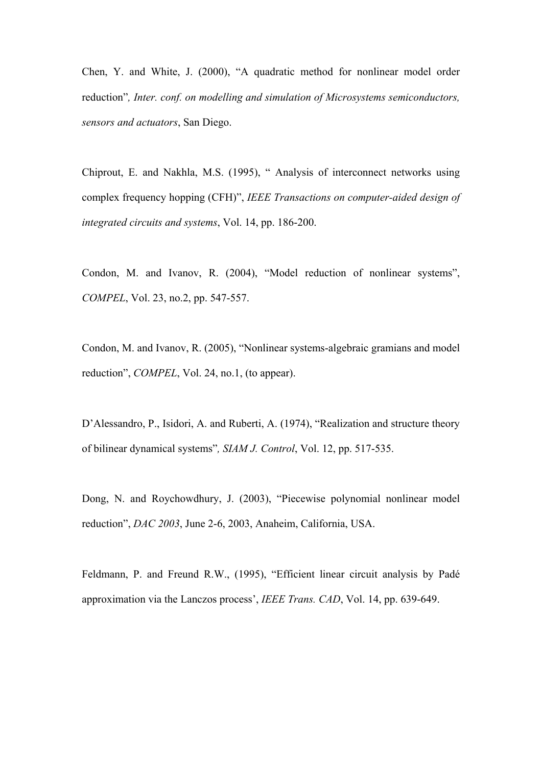Chen, Y. and White, J. (2000), "A quadratic method for nonlinear model order reduction"*, Inter. conf. on modelling and simulation of Microsystems semiconductors, sensors and actuators*, San Diego.

Chiprout, E. and Nakhla, M.S. (1995), " Analysis of interconnect networks using complex frequency hopping (CFH)", *IEEE Transactions on computer-aided design of integrated circuits and systems*, Vol. 14, pp. 186-200.

Condon, M. and Ivanov, R. (2004), "Model reduction of nonlinear systems", *COMPEL*, Vol. 23, no.2, pp. 547-557.

Condon, M. and Ivanov, R. (2005), "Nonlinear systems-algebraic gramians and model reduction", *COMPEL*, Vol. 24, no.1, (to appear).

D'Alessandro, P., Isidori, A. and Ruberti, A. (1974), "Realization and structure theory of bilinear dynamical systems"*, SIAM J. Control*, Vol. 12, pp. 517-535.

Dong, N. and Roychowdhury, J. (2003), "Piecewise polynomial nonlinear model reduction", *DAC 2003*, June 2-6, 2003, Anaheim, California, USA.

Feldmann, P. and Freund R.W., (1995), "Efficient linear circuit analysis by Padé approximation via the Lanczos process', *IEEE Trans. CAD*, Vol. 14, pp. 639-649.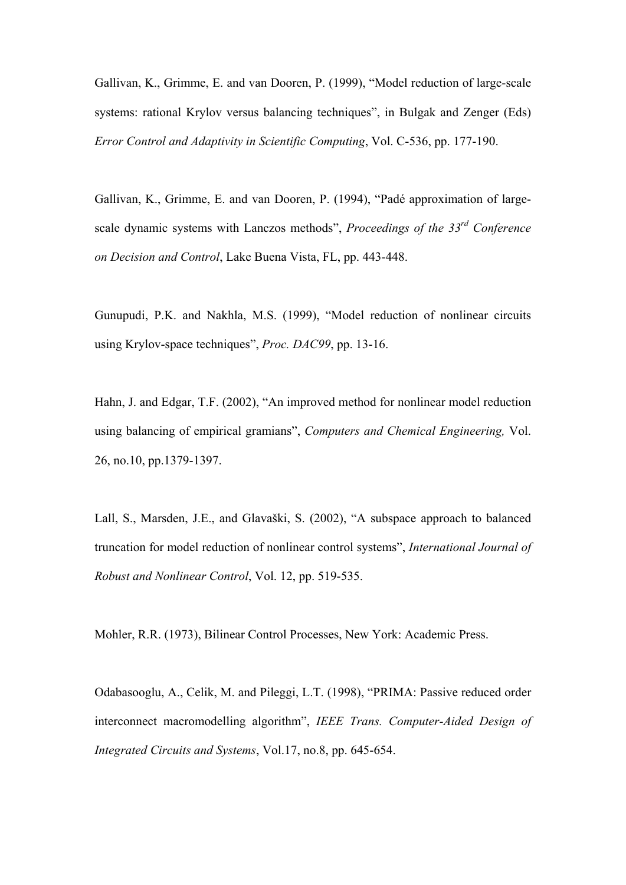Gallivan, K., Grimme, E. and van Dooren, P. (1999), "Model reduction of large-scale systems: rational Krylov versus balancing techniques", in Bulgak and Zenger (Eds) *Error Control and Adaptivity in Scientific Computing*, Vol. C-536, pp. 177-190.

Gallivan, K., Grimme, E. and van Dooren, P. (1994), "Padé approximation of large-scale dynamic systems with Lanczos methods", *Proceedings of the 33rd Conference on Decision and Control*, Lake Buena Vista, FL, pp. 443-448.

Gunupudi, P.K. and Nakhla, M.S. (1999), "Model reduction of nonlinear circuits using Krylov-space techniques", *Proc. DAC99*, pp. 13-16.

Hahn, J. and Edgar, T.F. (2002), "An improved method for nonlinear model reduction using balancing of empirical gramians", *Computers and Chemical Engineering,* Vol. 26, no.10, pp.1379-1397.

Lall, S., Marsden, J.E., and Glavaški, S. (2002), "A subspace approach to balanced truncation for model reduction of nonlinear control systems", *International Journal of Robust and Nonlinear Control*, Vol. 12, pp. 519-535.

Mohler, R.R. (1973), Bilinear Control Processes, New York: Academic Press.

Odabasooglu, A., Celik, M. and Pileggi, L.T. (1998), "PRIMA: Passive reduced order interconnect macromodelling algorithm", *IEEE Trans. Computer-Aided Design of Integrated Circuits and Systems*, Vol.17, no.8, pp. 645-654.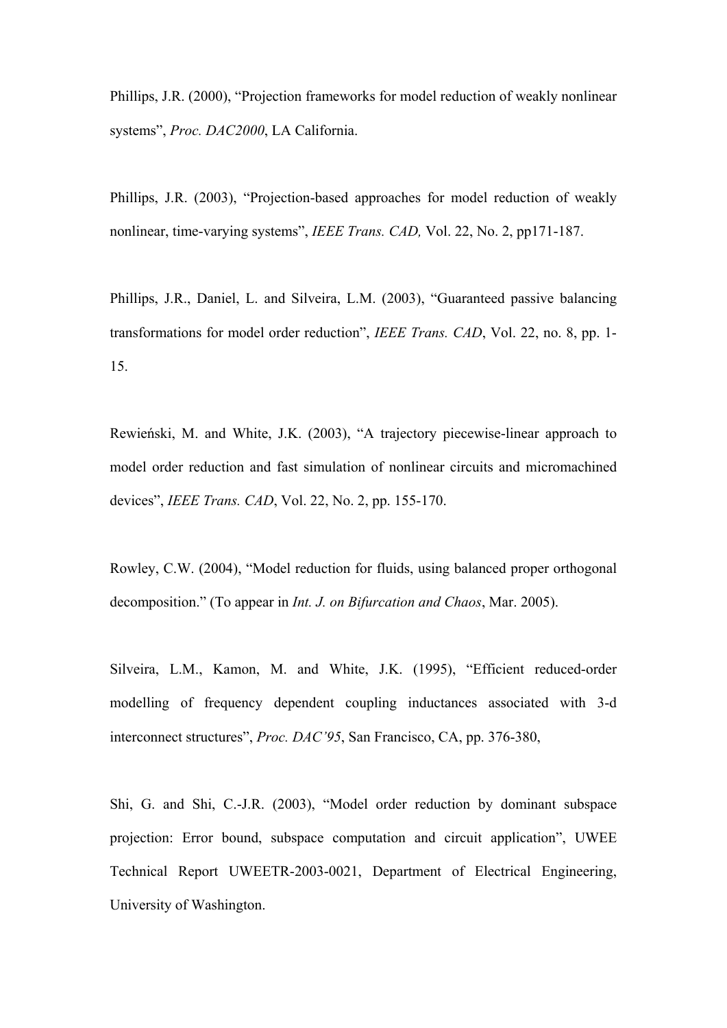Phillips, J.R. (2000), “Projection frameworks for model reduction of weakly nonlinear systems”, *Proc. DAC2000*, LA California.

Phillips, J.R. (2003), “Projection-based approaches for model reduction of weakly nonlinear, time-varying systems”, *IEEE Trans. CAD,* Vol. 22, No. 2, pp171-187.

Phillips, J.R., Daniel, L. and Silveira, L.M. (2003), “Guaranteed passive balancing transformations for model order reduction”, *IEEE Trans. CAD*, Vol. 22, no. 8, pp. 1-15.

Rewieński, M. and White, J.K. (2003), “A trajectory piecewise-linear approach to model order reduction and fast simulation of nonlinear circuits and micromachined devices”, *IEEE Trans. CAD*, Vol. 22, No. 2, pp. 155-170.

Rowley, C.W. (2004), “Model reduction for fluids, using balanced proper orthogonal decomposition.” (To appear in *Int. J. on Bifurcation and Chaos*, Mar. 2005).

Silveira, L.M., Kamon, M. and White, J.K. (1995), “Efficient reduced-order modelling of frequency dependent coupling inductances associated with 3-d interconnect structures”, *Proc. DAC’95*, San Francisco, CA, pp. 376-380,

Shi, G. and Shi, C.-J.R. (2003), “Model order reduction by dominant subspace projection: Error bound, subspace computation and circuit application”, UWEE Technical Report UWEETR-2003-0021, Department of Electrical Engineering, University of Washington.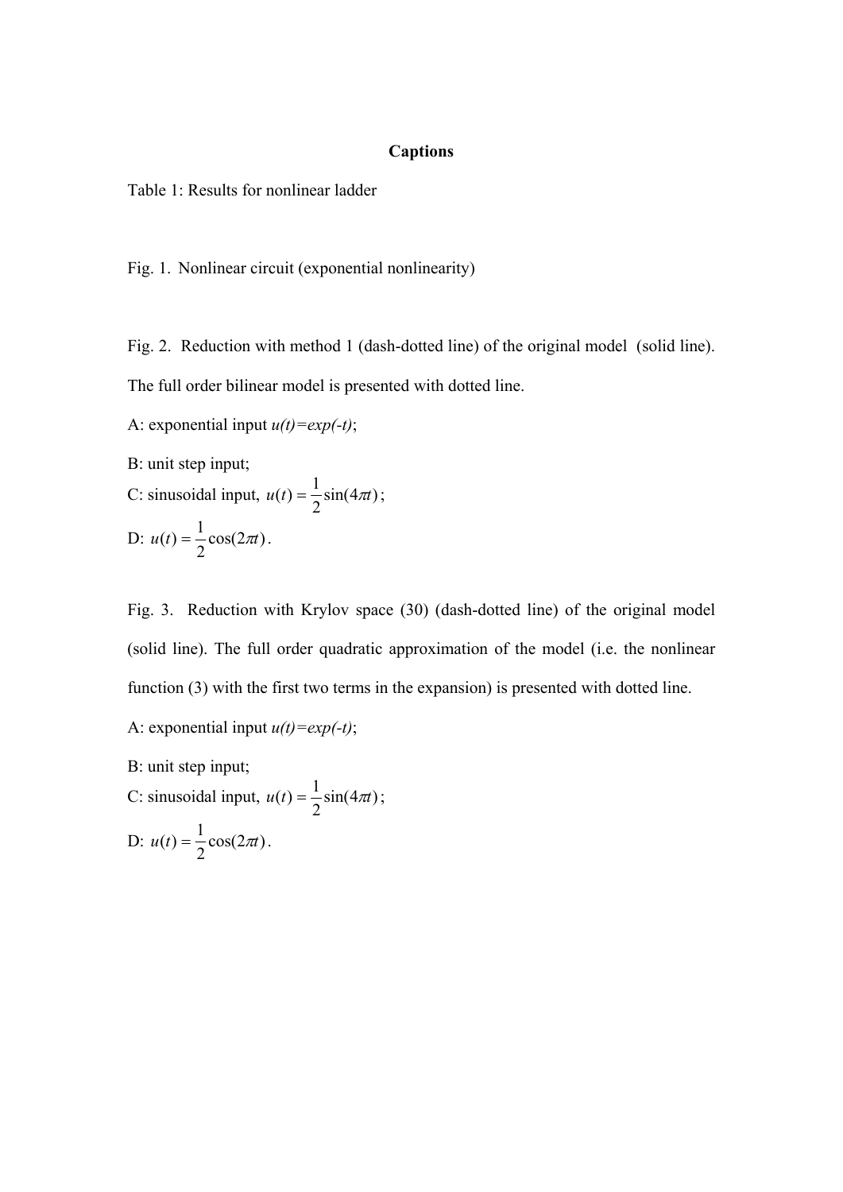**Captions**

Table 1: Results for nonlinear ladder

Fig. 1. Nonlinear circuit (exponential nonlinearity)

Fig. 2. Reduction with method 1 (dash-dotted line) of the original model (solid line). The full order bilinear model is presented with dotted line.

A: exponential input $u(t)=exp(-t)$;

B: unit step input;

C: sinusoidal input, $u(t)=\frac{1}{2}\sin(4\pi t)$;

D: $u(t)=\frac{1}{2}\cos(2\pi t)$.

Fig. 3. Reduction with Krylov space (30) (dash-dotted line) of the original model (solid line). The full order quadratic approximation of the model (i.e. the nonlinear function (3) with the first two terms in the expansion) is presented with dotted line.

A: exponential input $u(t)=exp(-t)$;

B: unit step input;

C: sinusoidal input, $u(t)=\frac{1}{2}\sin(4\pi t)$;

D: $u(t)=\frac{1}{2}\cos(2\pi t)$.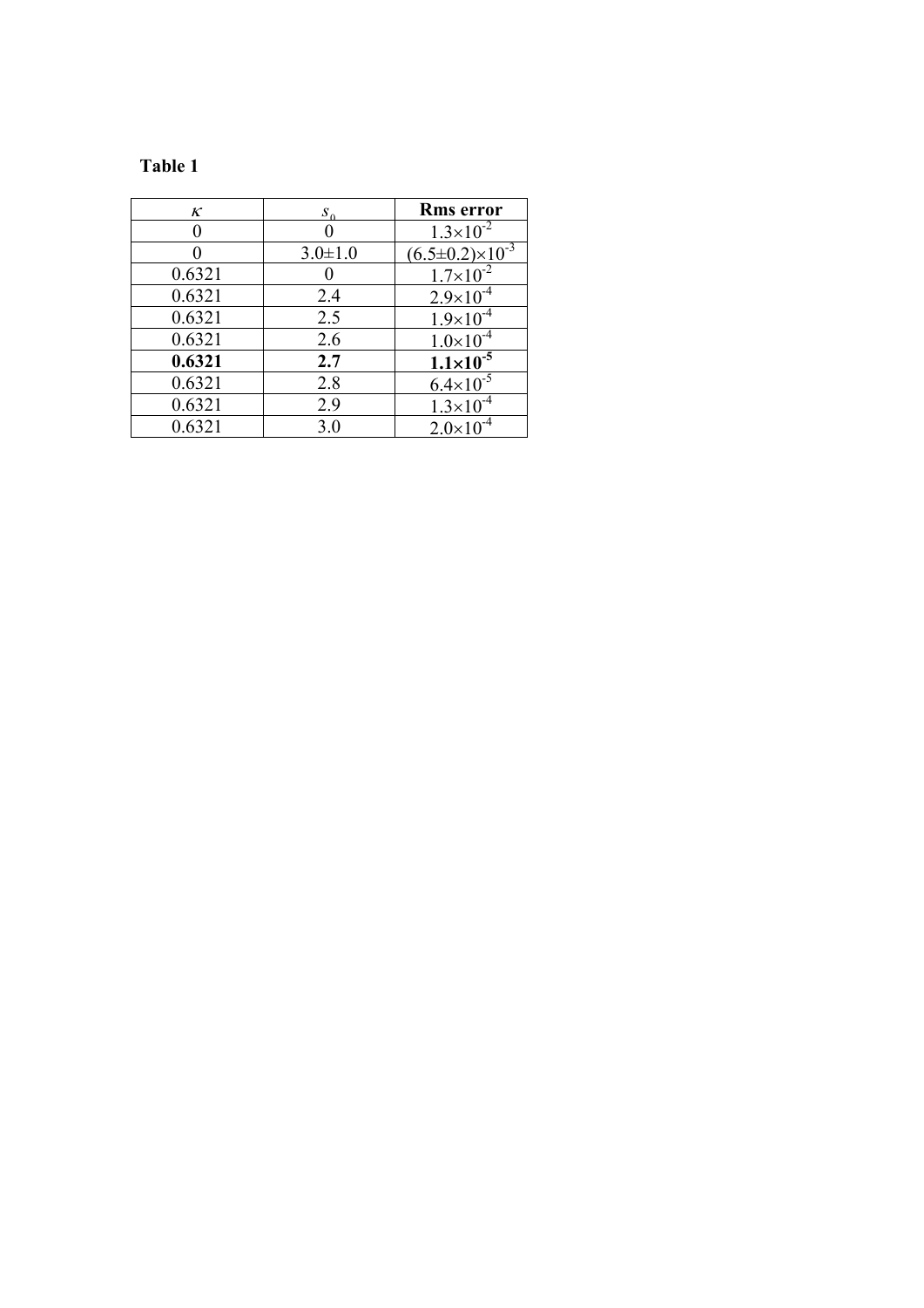**Table 1**

| $\kappa$ | $s_0$ | **Rms error** |
|---|---|---|
| 0 | 0 | $1.3\times10^{-2}$ |
| 0 | 3.0±1.0 | $(6.5\pm0.2)\times10^{-3}$ |
| 0.6321 | 0 | $1.7\times10^{-2}$ |
| 0.6321 | 2.4 | $2.9\times10^{-4}$ |
| 0.6321 | 2.5 | $1.9\times10^{-4}$ |
| 0.6321 | 2.6 | $1.0\times10^{-4}$ |
| **0.6321** | **2.7** | $\mathbf{1.1\times10^{-5}}$ |
| 0.6321 | 2.8 | $6.4\times10^{-5}$ |
| 0.6321 | 2.9 | $1.3\times10^{-4}$ |
| 0.6321 | 3.0 | $2.0\times10^{-4}$ |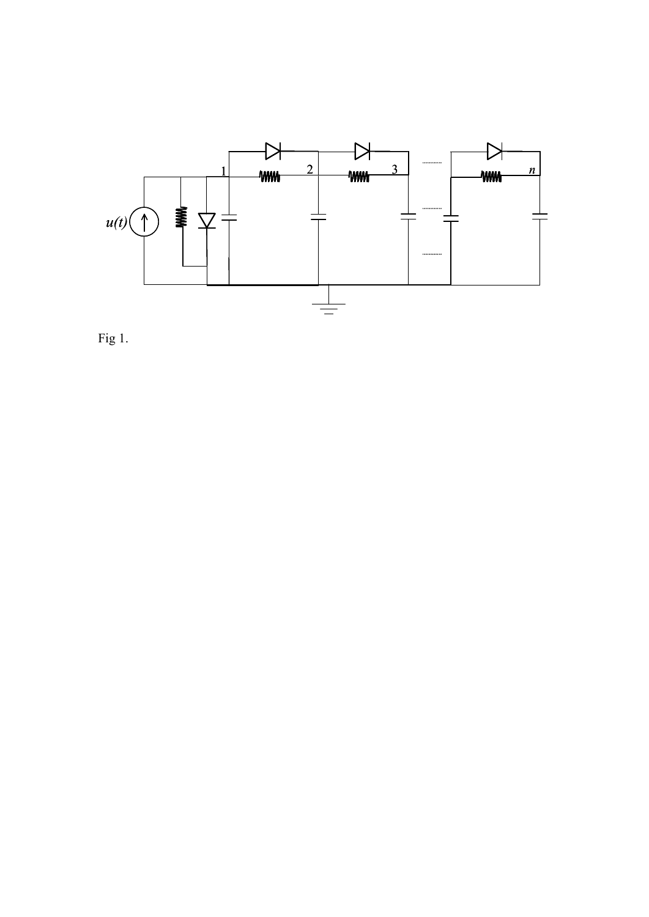Fig 1.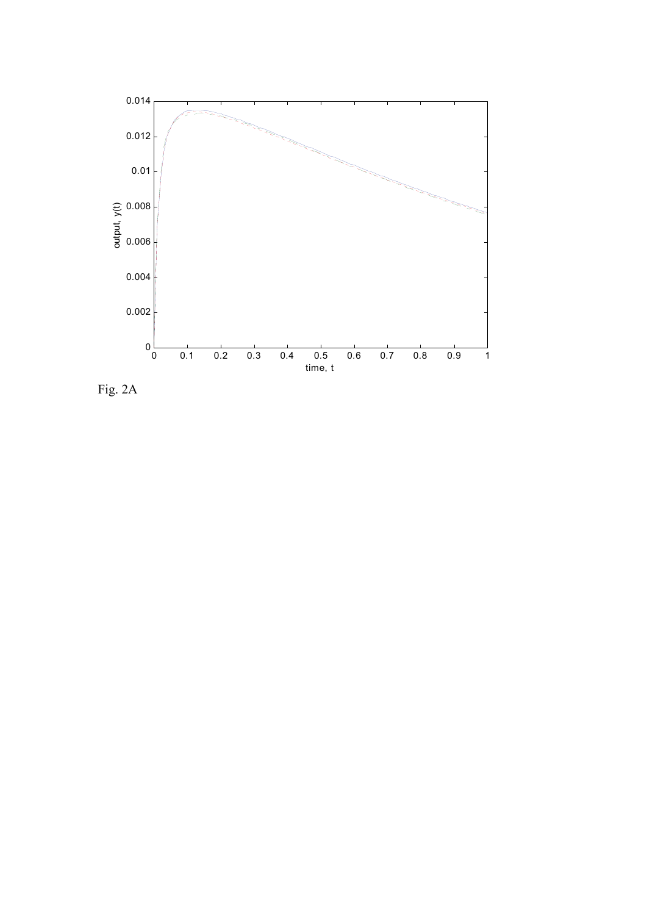Fig. 2A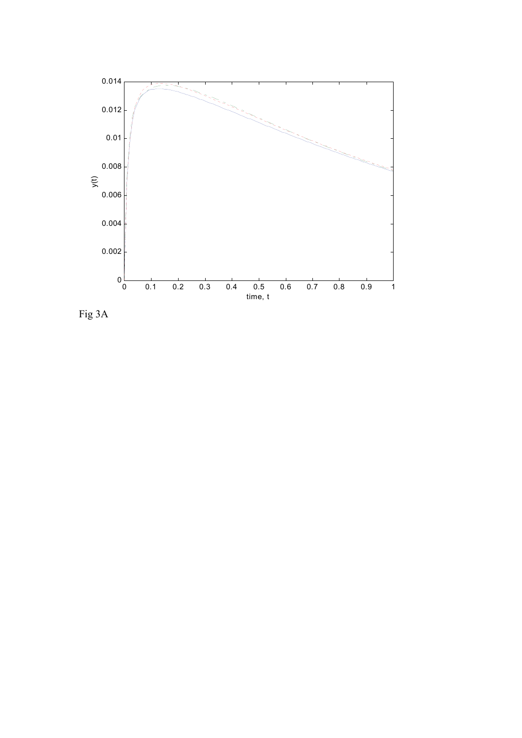Fig 3A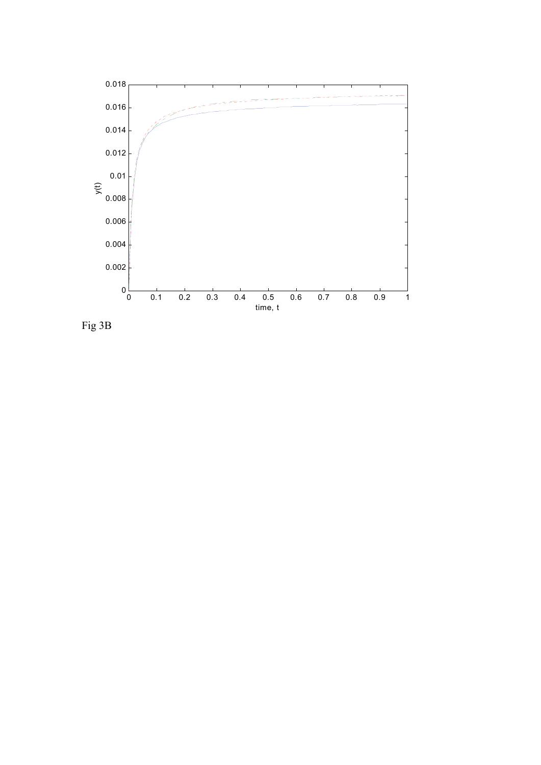Fig 3B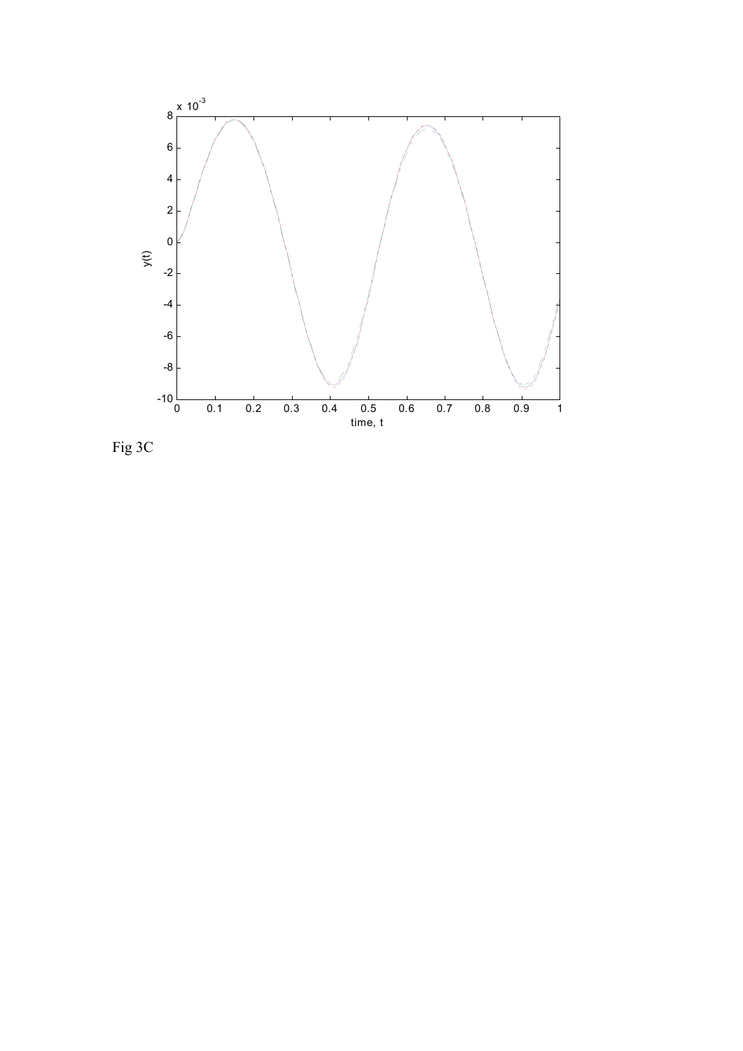Fig 3C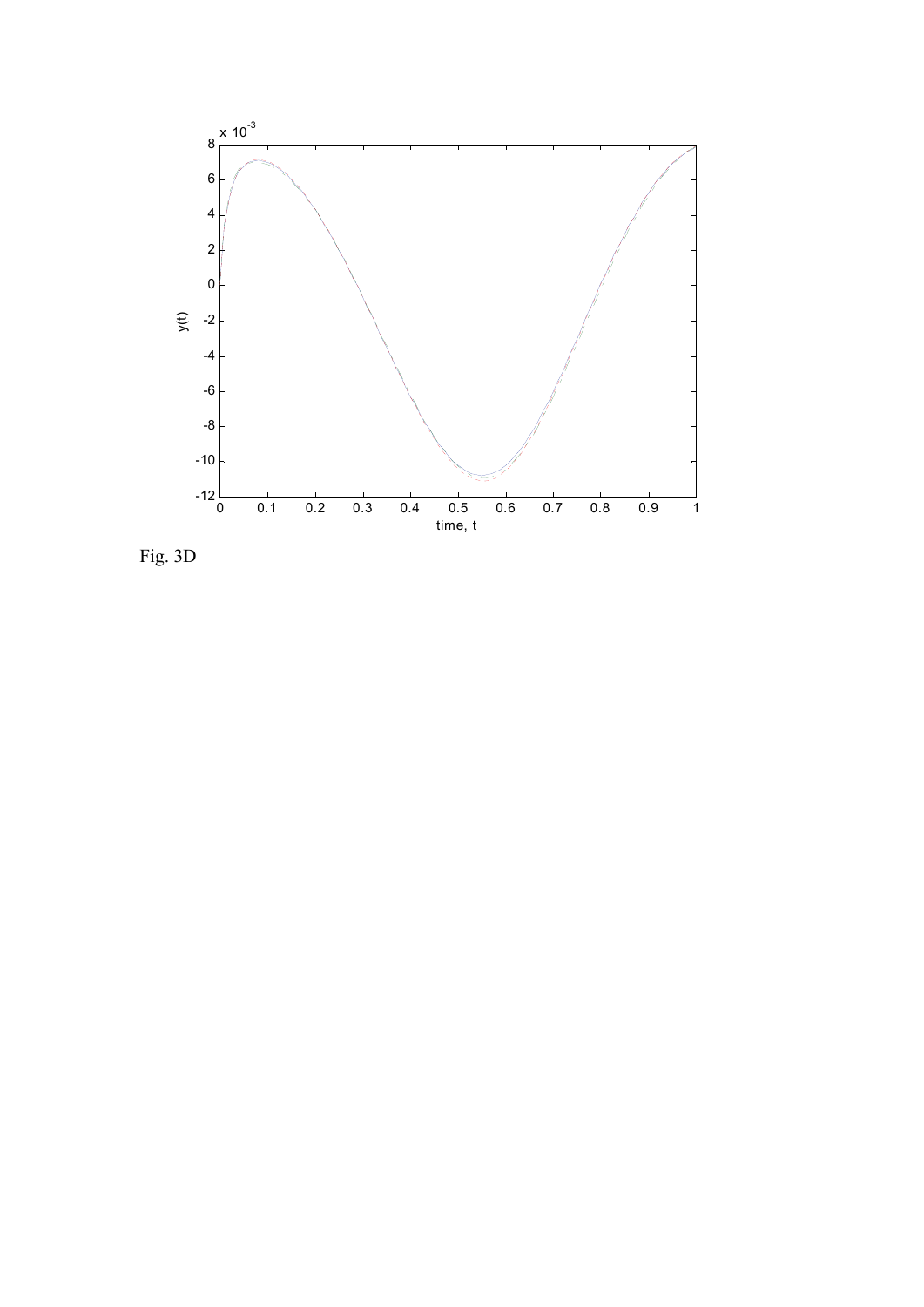x 10^-3

8

6

4

2

0

-2

-4

-6

-8

-10

-12

y(t)

0 0.1 0.2 0.3 0.4 0.5 0.6 0.7 0.8 0.9 1

time, t

Fig. 3D